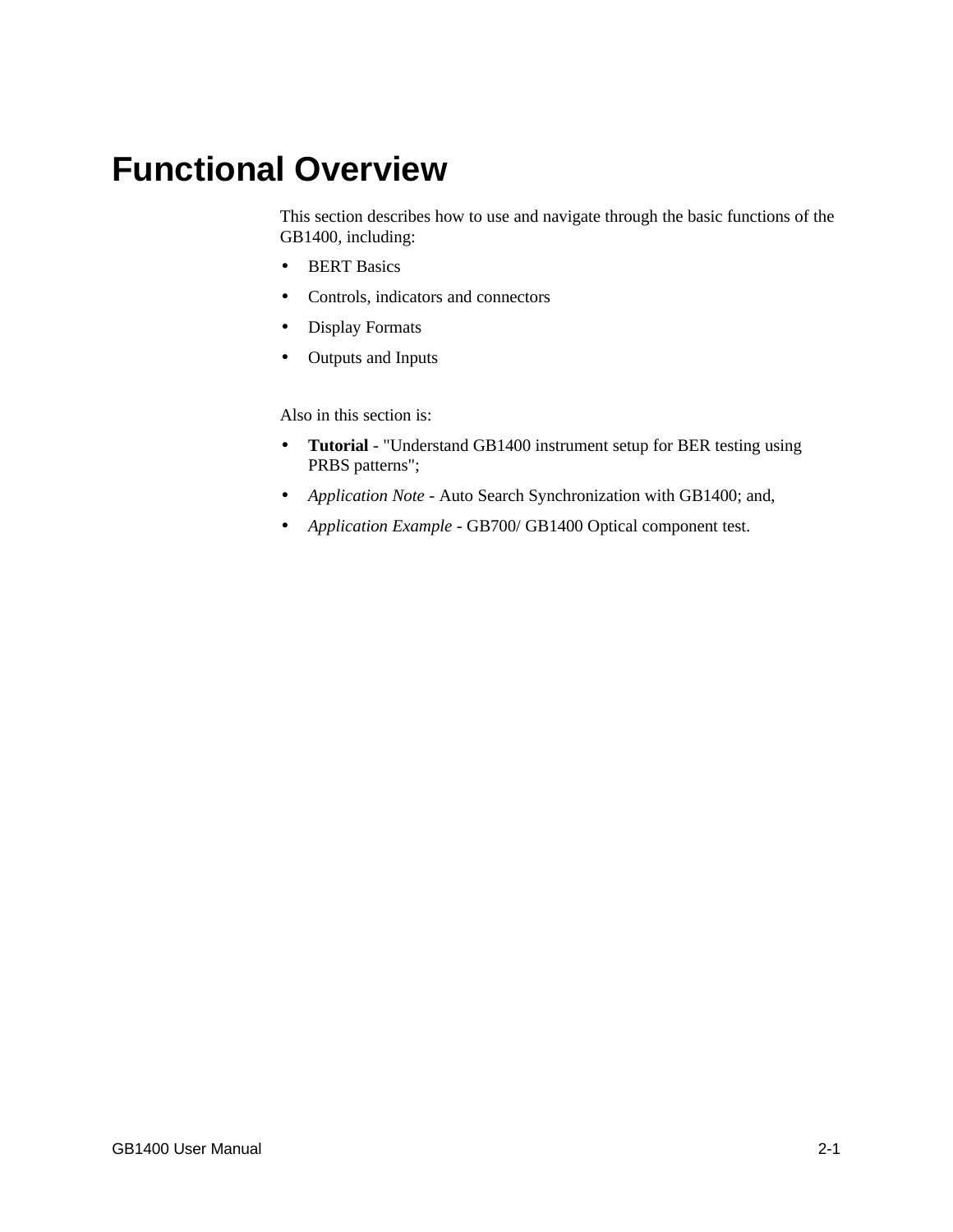# Functional Overview

This section describes how to use and navigate through the basic functions of the GB1400, including:

- BERT Basics
- Controls, indicators and connectors
- Display Formats
- Outputs and Inputs

Also in this section is:

- **Tutorial** - "Understand GB1400 instrument setup for BER testing using PRBS patterns";
- *Application Note* - Auto Search Synchronization with GB1400; and,
- *Application Example* - GB700/ GB1400 Optical component test.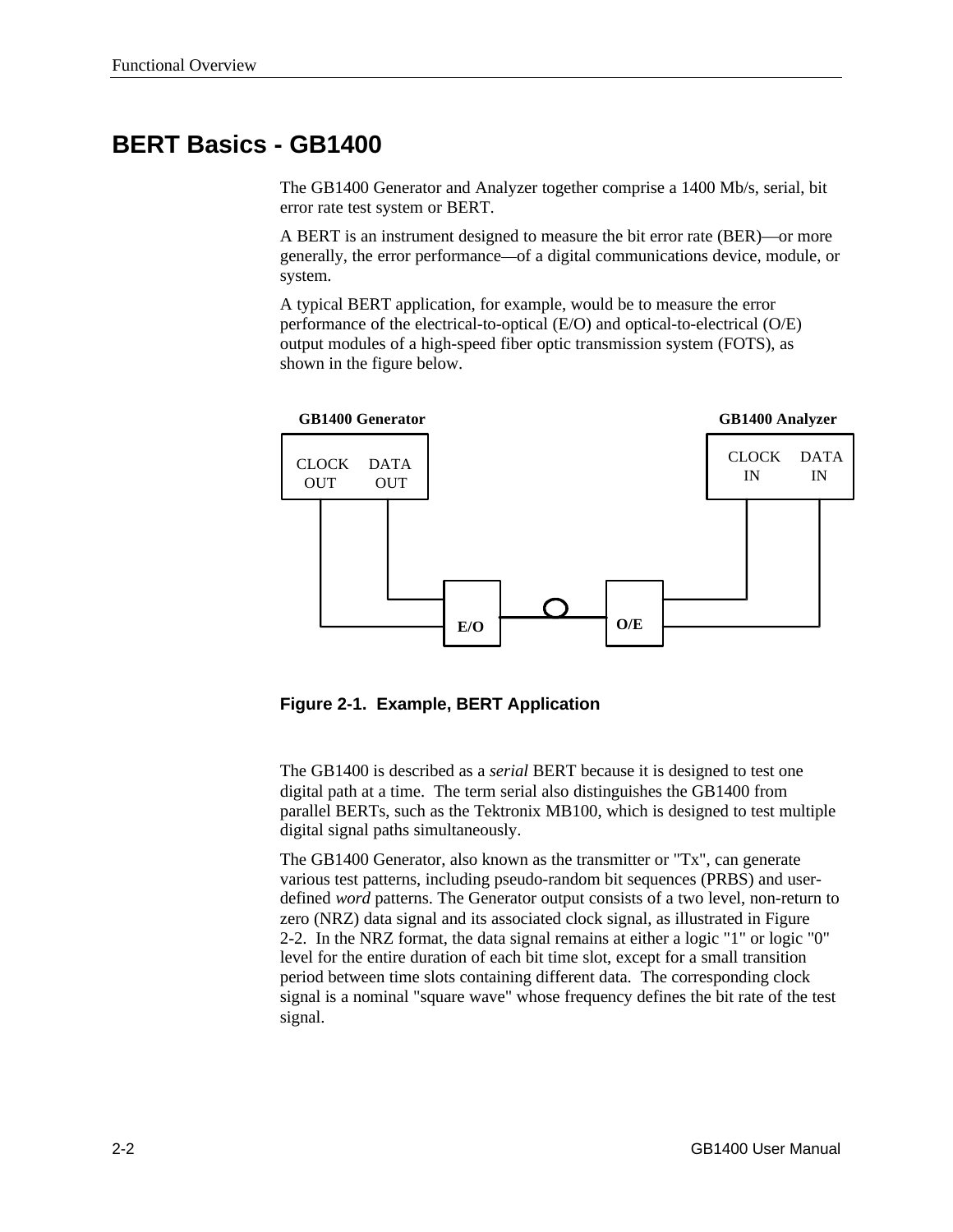## BERT Basics - GB1400

The GB1400 Generator and Analyzer together comprise a 1400 Mb/s, serial, bit error rate test system or BERT.

A BERT is an instrument designed to measure the bit error rate (BER)—or more generally, the error performance—of a digital communications device, module, or system.

A typical BERT application, for example, would be to measure the error performance of the electrical-to-optical (E/O) and optical-to-electrical (O/E) output modules of a high-speed fiber optic transmission system (FOTS), as shown in the figure below.

GB1400 Generator

CLOCK OUT DATA OUT

GB1400 Analyzer

CLOCK IN DATA IN

E/O O/E

**Figure 2-1. Example, BERT Application**

The GB1400 is described as a *serial* BERT because it is designed to test one digital path at a time. The term serial also distinguishes the GB1400 from parallel BERTs, such as the Tektronix MB100, which is designed to test multiple digital signal paths simultaneously.

The GB1400 Generator, also known as the transmitter or "Tx", can generate various test patterns, including pseudo-random bit sequences (PRBS) and user-defined *word* patterns. The Generator output consists of a two level, non-return to zero (NRZ) data signal and its associated clock signal, as illustrated in Figure 2-2. In the NRZ format, the data signal remains at either a logic "1" or logic "0" level for the entire duration of each bit time slot, except for a small transition period between time slots containing different data. The corresponding clock signal is a nominal "square wave" whose frequency defines the bit rate of the test signal.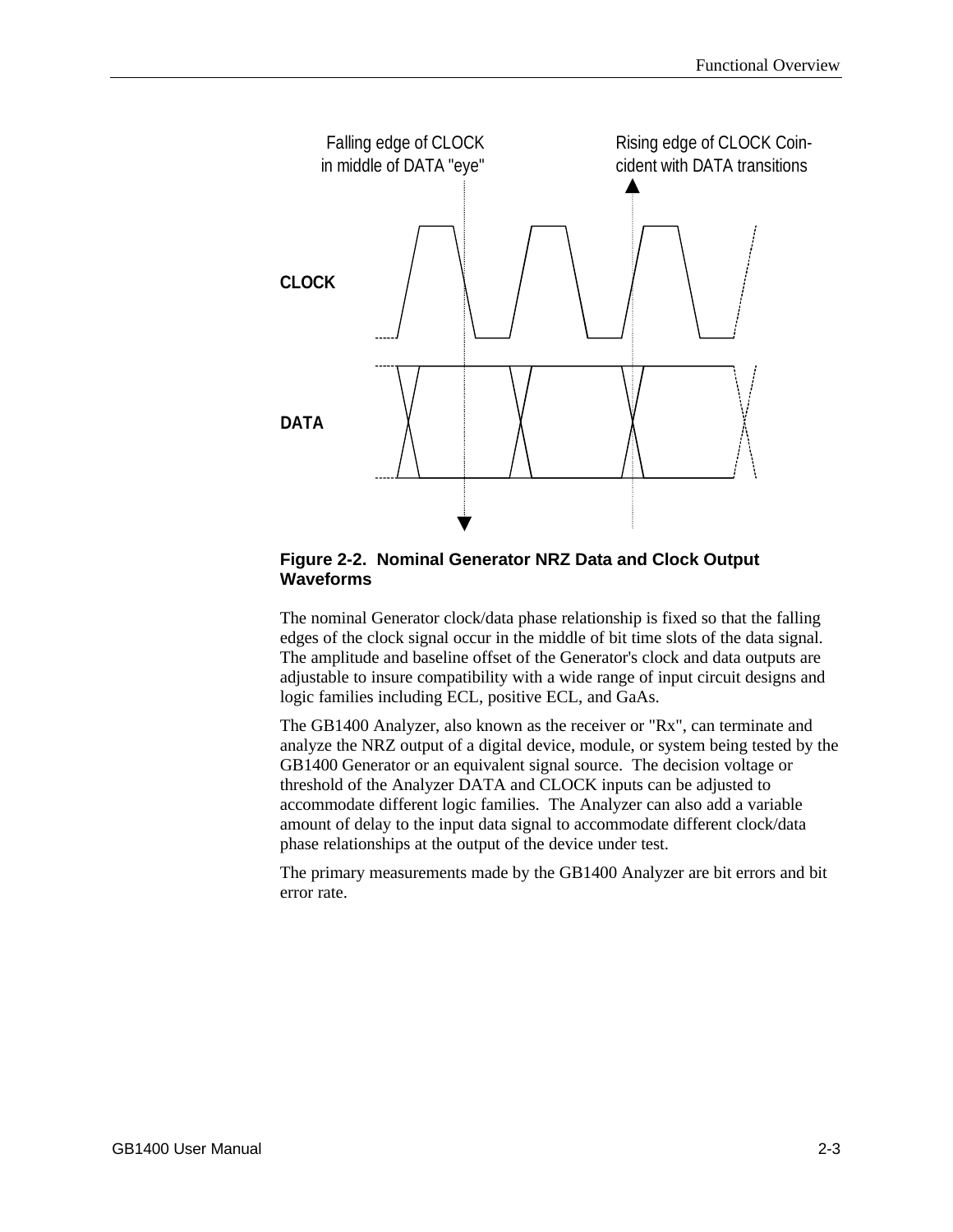Falling edge of CLOCK in middle of DATA "eye"

Rising edge of CLOCK Coincident with DATA transitions

CLOCK

DATA

**Figure 2-2. Nominal Generator NRZ Data and Clock Output Waveforms**

The nominal Generator clock/data phase relationship is fixed so that the falling edges of the clock signal occur in the middle of bit time slots of the data signal. The amplitude and baseline offset of the Generator's clock and data outputs are adjustable to insure compatibility with a wide range of input circuit designs and logic families including ECL, positive ECL, and GaAs.

The GB1400 Analyzer, also known as the receiver or "Rx", can terminate and analyze the NRZ output of a digital device, module, or system being tested by the GB1400 Generator or an equivalent signal source. The decision voltage or threshold of the Analyzer DATA and CLOCK inputs can be adjusted to accommodate different logic families. The Analyzer can also add a variable amount of delay to the input data signal to accommodate different clock/data phase relationships at the output of the device under test.

The primary measurements made by the GB1400 Analyzer are bit errors and bit error rate.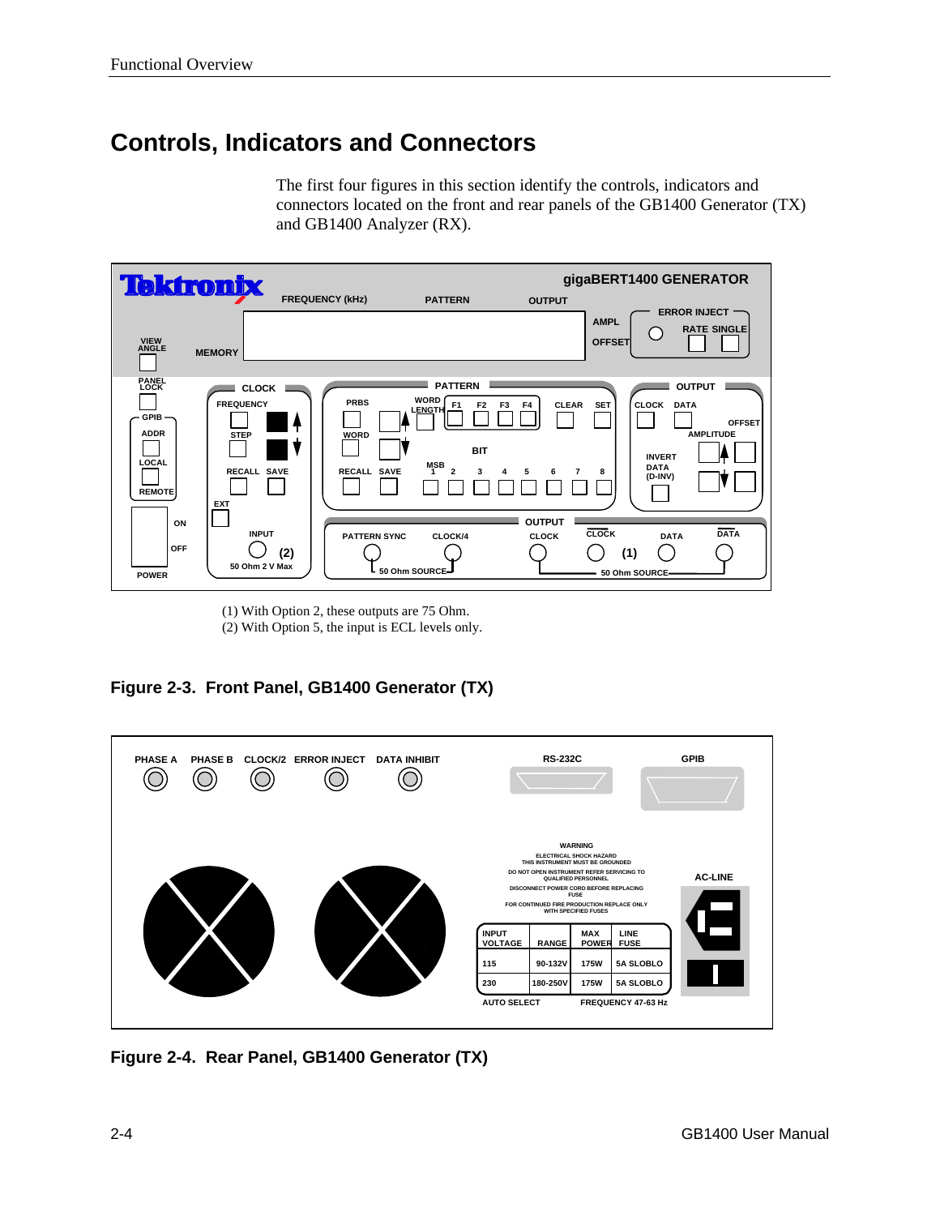## Controls, Indicators and Connectors

The first four figures in this section identify the controls, indicators and connectors located on the front and rear panels of the GB1400 Generator (TX) and GB1400 Analyzer (RX).

(1) With Option 2, these outputs are 75 Ohm.
(2) With Option 5, the input is ECL levels only.

**Figure 2-3. Front Panel, GB1400 Generator (TX)**

**Figure 2-4. Rear Panel, GB1400 Generator (TX)**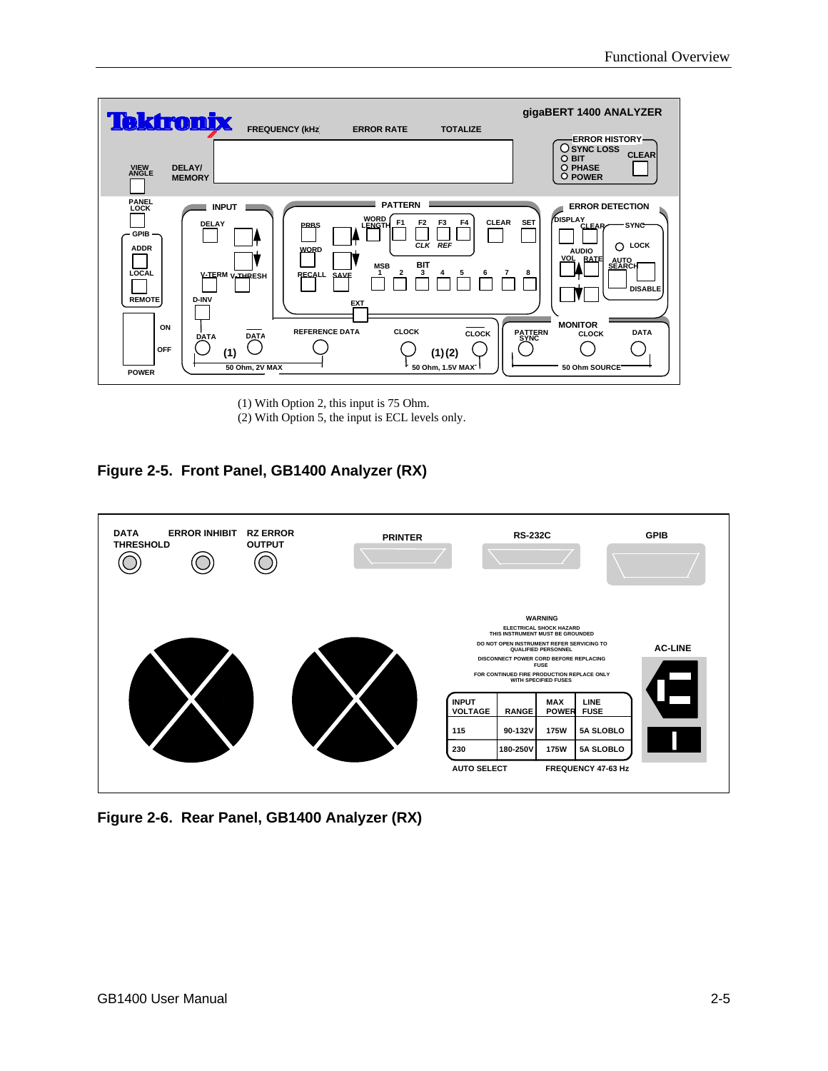(1) With Option 2, this input is 75 Ohm.
(2) With Option 5, the input is ECL levels only.

**Figure 2-5. Front Panel, GB1400 Analyzer (RX)**

**Figure 2-6. Rear Panel, GB1400 Analyzer (RX)**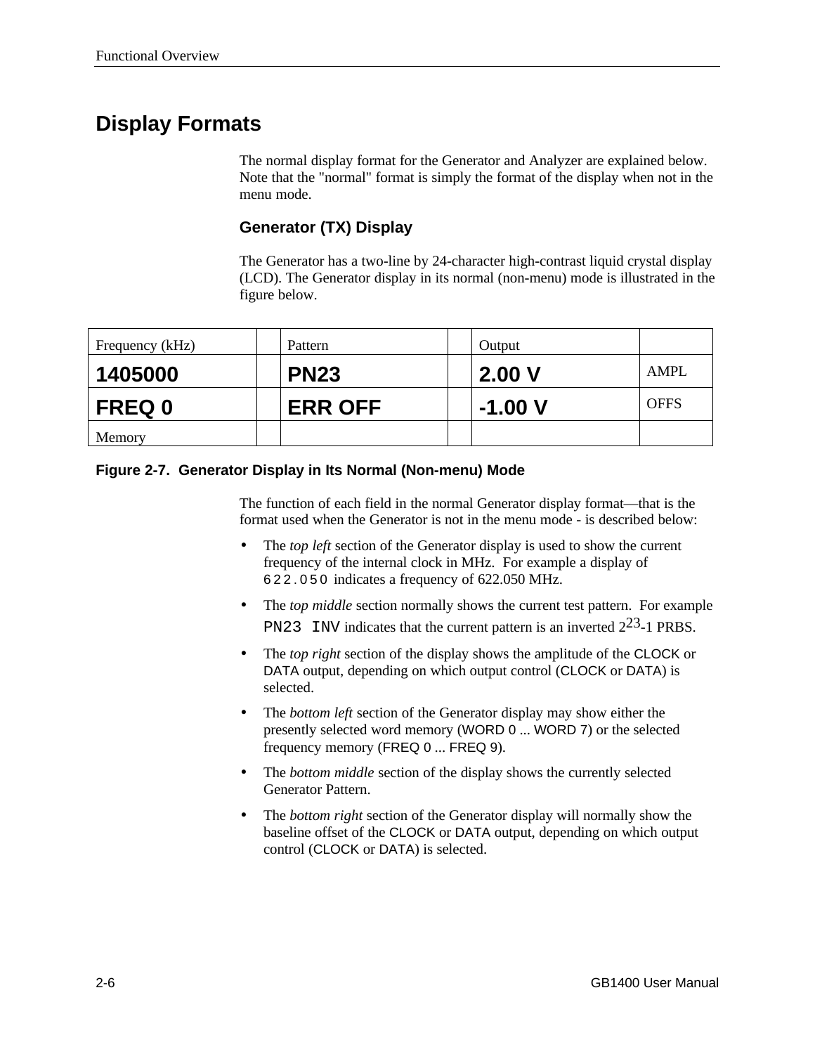## Display Formats

The normal display format for the Generator and Analyzer are explained below. Note that the "normal" format is simply the format of the display when not in the menu mode.

### Generator (TX) Display

The Generator has a two-line by 24-character high-contrast liquid crystal display (LCD). The Generator display in its normal (non-menu) mode is illustrated in the figure below.

| Frequency (kHz) | | Pattern | | Output | |
|---|---|---|---|---|---|
| **1405000** | | **PN23** | | **2.00 V** | AMPL |
| **FREQ 0** | | **ERR OFF** | | **-1.00 V** | OFFS |
| Memory | | | | | |

**Figure 2-7. Generator Display in Its Normal (Non-menu) Mode**

The function of each field in the normal Generator display format—that is the format used when the Generator is not in the menu mode - is described below:

- The *top left* section of the Generator display is used to show the current frequency of the internal clock in MHz. For example a display of `622.050` indicates a frequency of 622.050 MHz.
- The *top middle* section normally shows the current test pattern. For example `PN23 INV` indicates that the current pattern is an inverted $2^{23}$-1 PRBS.
- The *top right* section of the display shows the amplitude of the CLOCK or DATA output, depending on which output control (CLOCK or DATA) is selected.
- The *bottom left* section of the Generator display may show either the presently selected word memory (WORD 0 ... WORD 7) or the selected frequency memory (FREQ 0 ... FREQ 9).
- The *bottom middle* section of the display shows the currently selected Generator Pattern.
- The *bottom right* section of the Generator display will normally show the baseline offset of the CLOCK or DATA output, depending on which output control (CLOCK or DATA) is selected.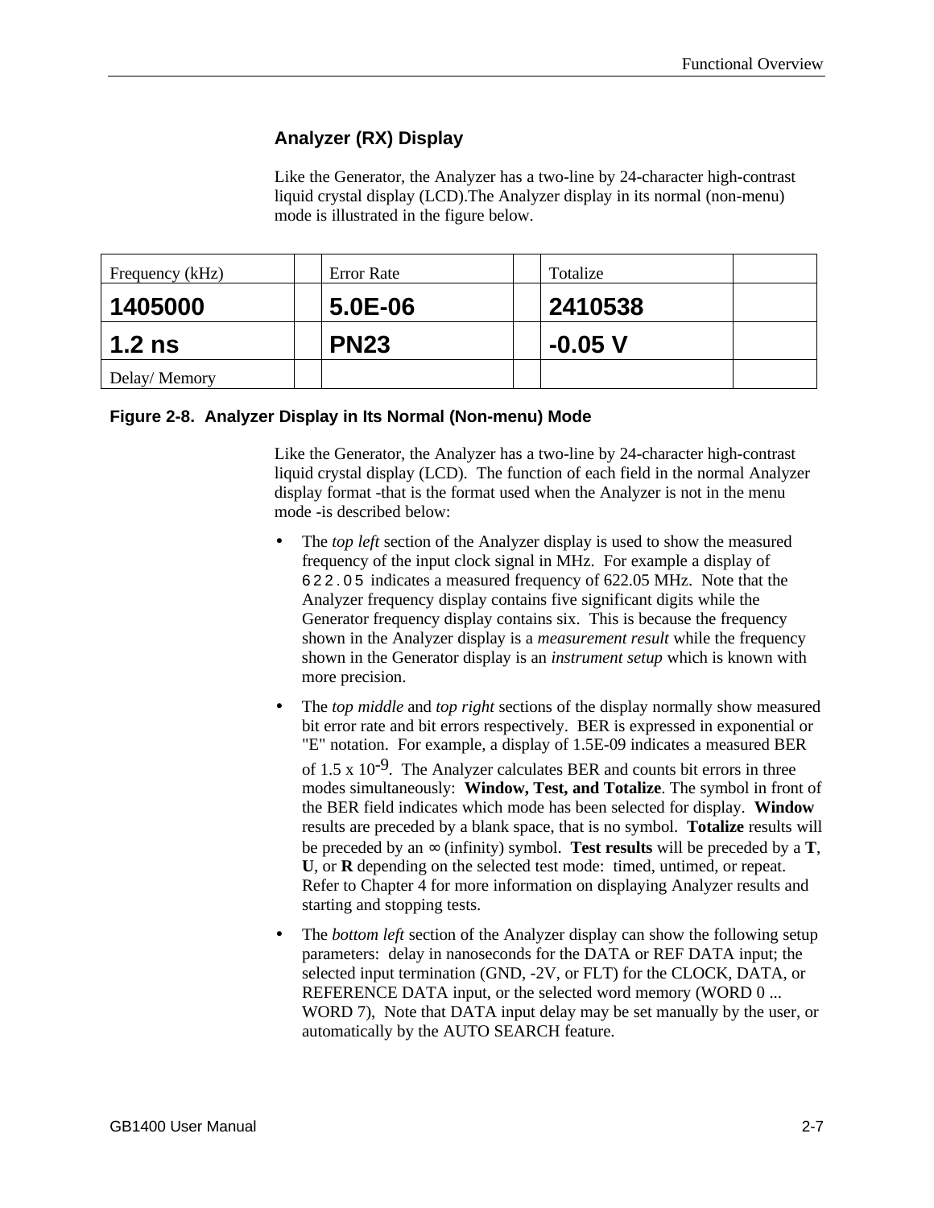### Analyzer (RX) Display

Like the Generator, the Analyzer has a two-line by 24-character high-contrast liquid crystal display (LCD).The Analyzer display in its normal (non-menu) mode is illustrated in the figure below.

| Frequency (kHz) | | Error Rate | | Totalize | |
|---|---|---|---|---|---|
| **1405000** | | **5.0E-06** | | **2410538** | |
| **1.2 ns** | | **PN23** | | **-0.05 V** | |
| Delay/ Memory | | | | | |

**Figure 2-8. Analyzer Display in Its Normal (Non-menu) Mode**

Like the Generator, the Analyzer has a two-line by 24-character high-contrast liquid crystal display (LCD). The function of each field in the normal Analyzer display format -that is the format used when the Analyzer is not in the menu mode -is described below:

- The *top left* section of the Analyzer display is used to show the measured frequency of the input clock signal in MHz. For example a display of `622.05` indicates a measured frequency of 622.05 MHz. Note that the Analyzer frequency display contains five significant digits while the Generator frequency display contains six. This is because the frequency shown in the Analyzer display is a *measurement result* while the frequency shown in the Generator display is an *instrument setup* which is known with more precision.
- The *top middle* and *top right* sections of the display normally show measured bit error rate and bit errors respectively. BER is expressed in exponential or "E" notation. For example, a display of 1.5E-09 indicates a measured BER of $1.5 \times 10^{-9}$. The Analyzer calculates BER and counts bit errors in three modes simultaneously: **Window, Test, and Totalize**. The symbol in front of the BER field indicates which mode has been selected for display. **Window** results are preceded by a blank space, that is no symbol. **Totalize** results will be preceded by an ∞ (infinity) symbol. **Test results** will be preceded by a **T**, **U**, or **R** depending on the selected test mode: timed, untimed, or repeat. Refer to Chapter 4 for more information on displaying Analyzer results and starting and stopping tests.
- The *bottom left* section of the Analyzer display can show the following setup parameters: delay in nanoseconds for the DATA or REF DATA input; the selected input termination (GND, -2V, or FLT) for the CLOCK, DATA, or REFERENCE DATA input, or the selected word memory (WORD 0 ... WORD 7), Note that DATA input delay may be set manually by the user, or automatically by the AUTO SEARCH feature.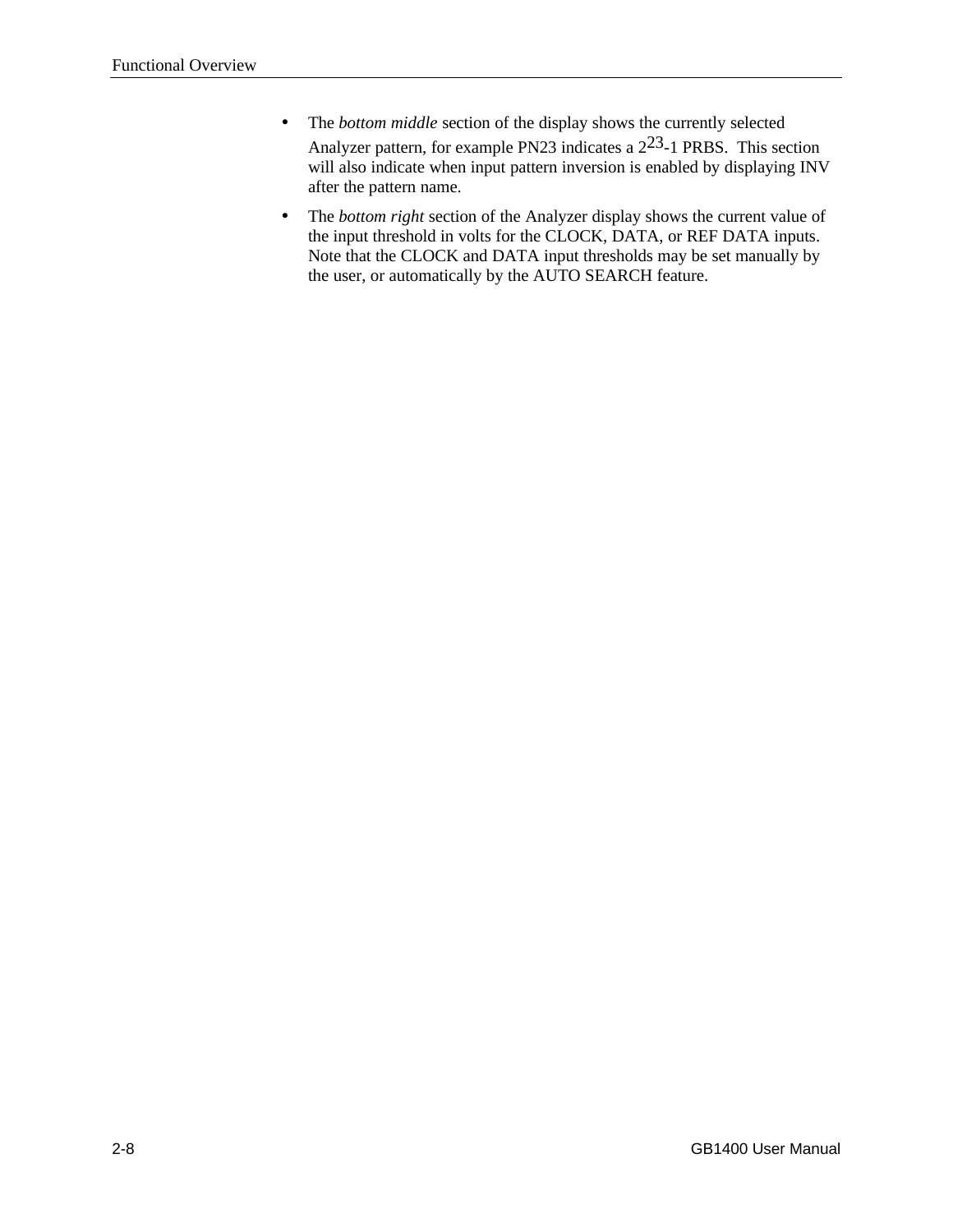- The *bottom middle* section of the display shows the currently selected Analyzer pattern, for example PN23 indicates a $2^{23}$-1 PRBS. This section will also indicate when input pattern inversion is enabled by displaying INV after the pattern name.
- The *bottom right* section of the Analyzer display shows the current value of the input threshold in volts for the CLOCK, DATA, or REF DATA inputs. Note that the CLOCK and DATA input thresholds may be set manually by the user, or automatically by the AUTO SEARCH feature.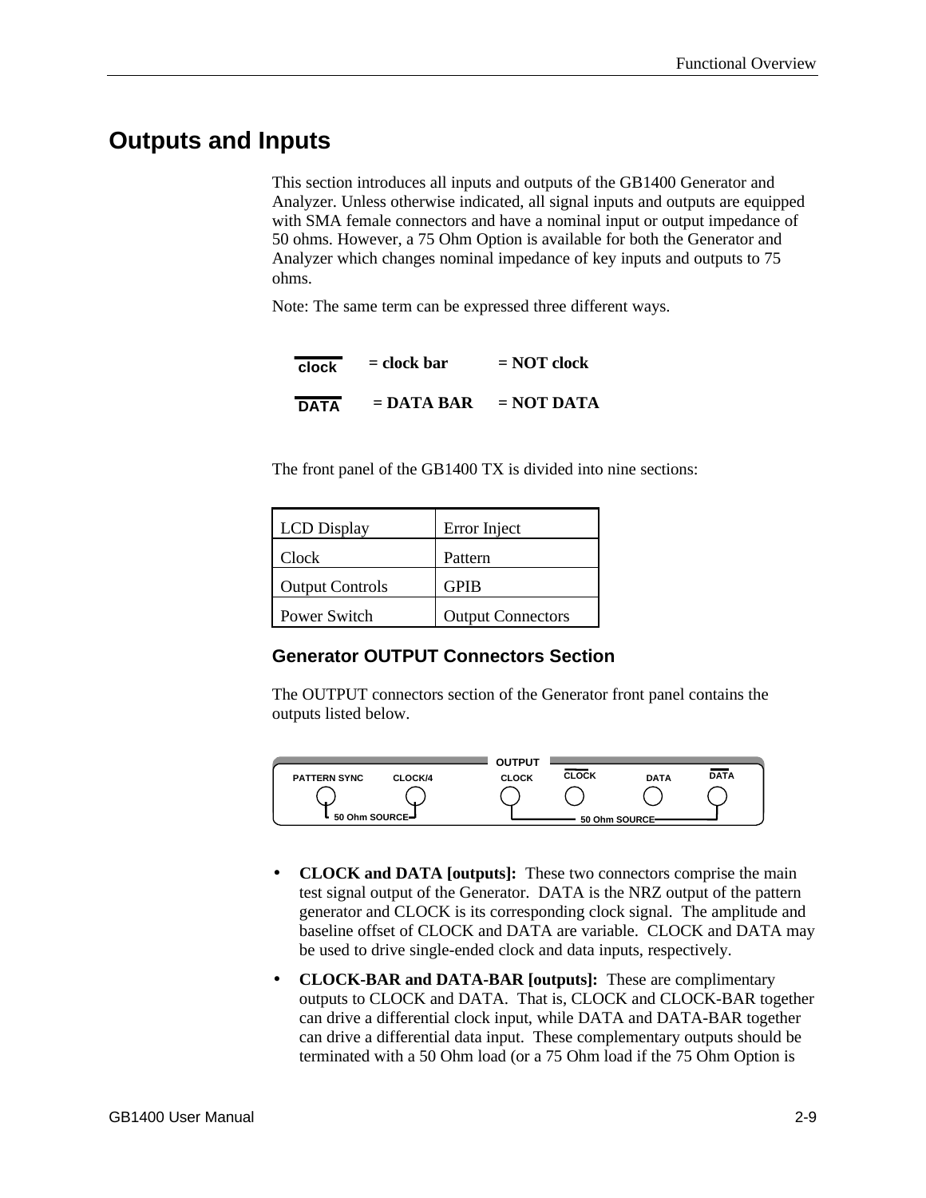# Outputs and Inputs

This section introduces all inputs and outputs of the GB1400 Generator and Analyzer. Unless otherwise indicated, all signal inputs and outputs are equipped with SMA female connectors and have a nominal input or output impedance of 50 ohms. However, a 75 Ohm Option is available for both the Generator and Analyzer which changes nominal impedance of key inputs and outputs to 75 ohms.

Note: The same term can be expressed three different ways.

$\overline{\text{clock}}$ **= clock bar** **= NOT clock**

$\overline{\text{DATA}}$ **= DATA BAR** **= NOT DATA**

The front panel of the GB1400 TX is divided into nine sections:

| LCD Display | Error Inject |
|---|---|
| Clock | Pattern |
| Output Controls | GPIB |
| Power Switch | Output Connectors |

### Generator OUTPUT Connectors Section

The OUTPUT connectors section of the Generator front panel contains the outputs listed below.

OUTPUT

PATTERN SYNC CLOCK/4 CLOCK $\overline{\text{CLOCK}}$ DATA $\overline{\text{DATA}}$

50 Ohm SOURCE 50 Ohm SOURCE

- **CLOCK and DATA [outputs]:** These two connectors comprise the main test signal output of the Generator. DATA is the NRZ output of the pattern generator and CLOCK is its corresponding clock signal. The amplitude and baseline offset of CLOCK and DATA are variable. CLOCK and DATA may be used to drive single-ended clock and data inputs, respectively.
- **CLOCK-BAR and DATA-BAR [outputs]:** These are complimentary outputs to CLOCK and DATA. That is, CLOCK and CLOCK-BAR together can drive a differential clock input, while DATA and DATA-BAR together can drive a differential data input. These complementary outputs should be terminated with a 50 Ohm load (or a 75 Ohm load if the 75 Ohm Option is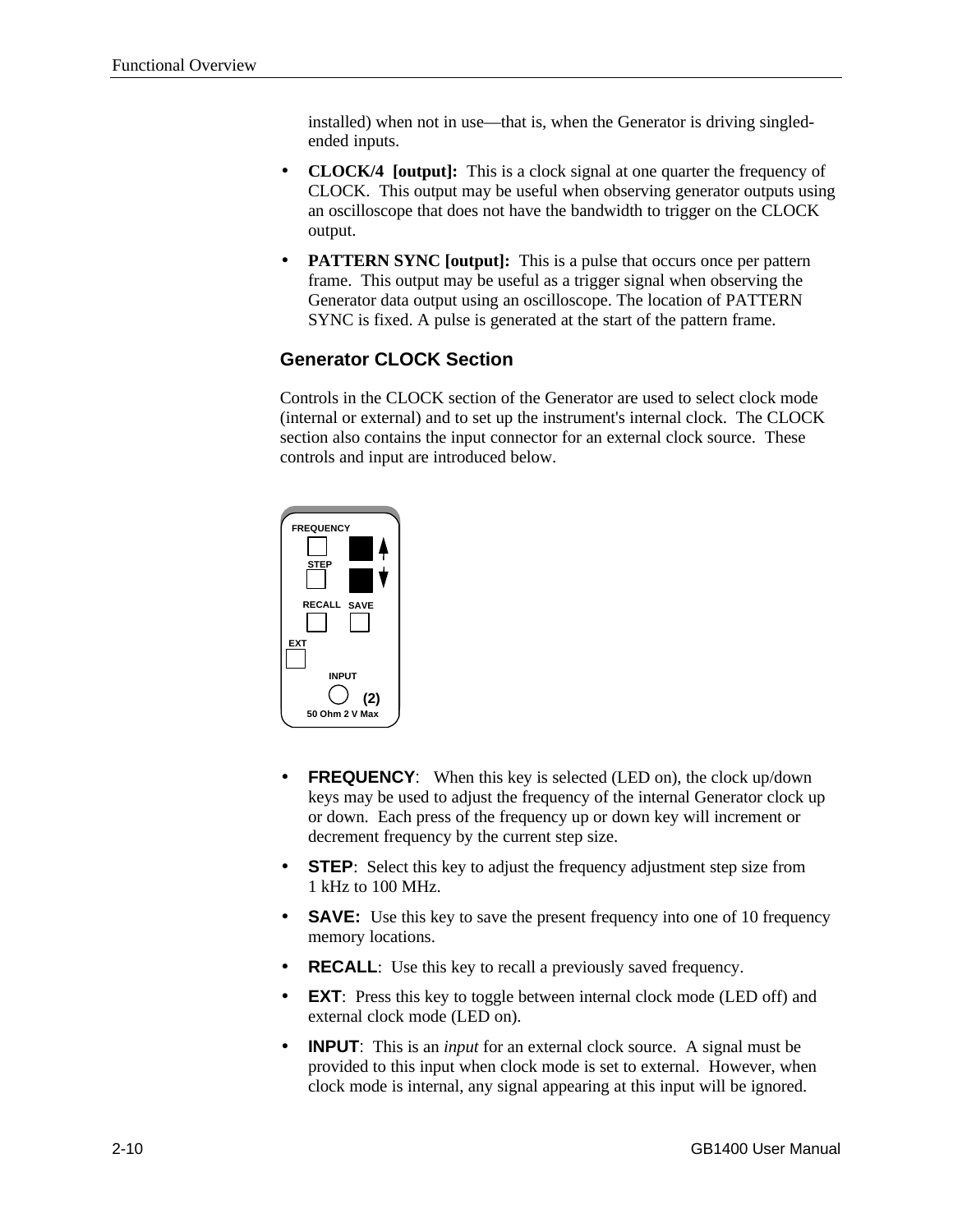installed) when not in use—that is, when the Generator is driving singled-ended inputs.

- **CLOCK/4 [output]:** This is a clock signal at one quarter the frequency of CLOCK. This output may be useful when observing generator outputs using an oscilloscope that does not have the bandwidth to trigger on the CLOCK output.
- **PATTERN SYNC [output]:** This is a pulse that occurs once per pattern frame. This output may be useful as a trigger signal when observing the Generator data output using an oscilloscope. The location of PATTERN SYNC is fixed. A pulse is generated at the start of the pattern frame.

## Generator CLOCK Section

Controls in the CLOCK section of the Generator are used to select clock mode (internal or external) and to set up the instrument's internal clock. The CLOCK section also contains the input connector for an external clock source. These controls and input are introduced below.

FREQUENCY
STEP
RECALL SAVE
EXT
INPUT
(2)
50 Ohm 2 V Max

- **FREQUENCY**: When this key is selected (LED on), the clock up/down keys may be used to adjust the frequency of the internal Generator clock up or down. Each press of the frequency up or down key will increment or decrement frequency by the current step size.
- **STEP**: Select this key to adjust the frequency adjustment step size from 1 kHz to 100 MHz.
- **SAVE:** Use this key to save the present frequency into one of 10 frequency memory locations.
- **RECALL**: Use this key to recall a previously saved frequency.
- **EXT**: Press this key to toggle between internal clock mode (LED off) and external clock mode (LED on).
- **INPUT**: This is an *input* for an external clock source. A signal must be provided to this input when clock mode is set to external. However, when clock mode is internal, any signal appearing at this input will be ignored.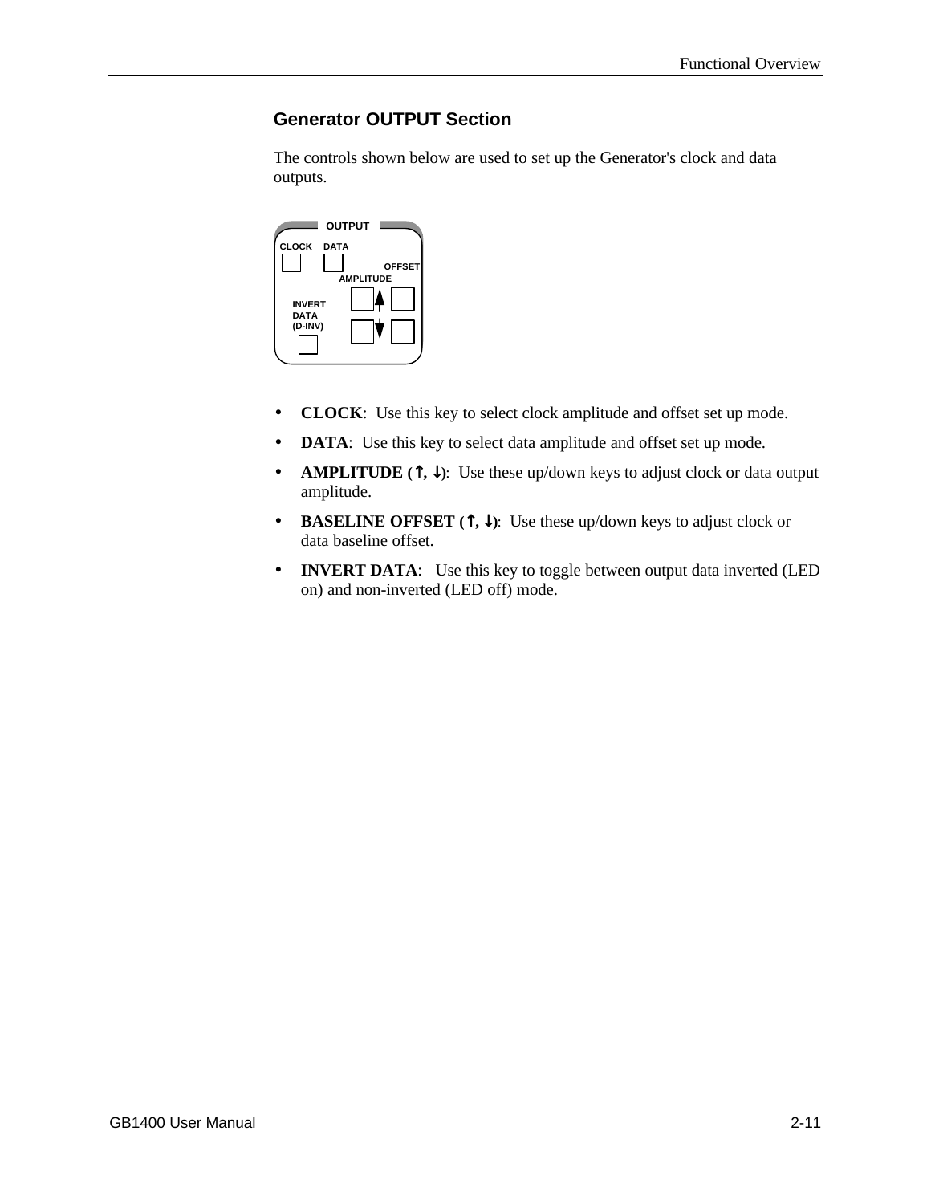## Generator OUTPUT Section

The controls shown below are used to set up the Generator's clock and data outputs.

- **CLOCK**: Use this key to select clock amplitude and offset set up mode.
- **DATA**: Use this key to select data amplitude and offset set up mode.
- **AMPLITUDE (↑, ↓)**: Use these up/down keys to adjust clock or data output amplitude.
- **BASELINE OFFSET (↑, ↓)**: Use these up/down keys to adjust clock or data baseline offset.
- **INVERT DATA**: Use this key to toggle between output data inverted (LED on) and non-inverted (LED off) mode.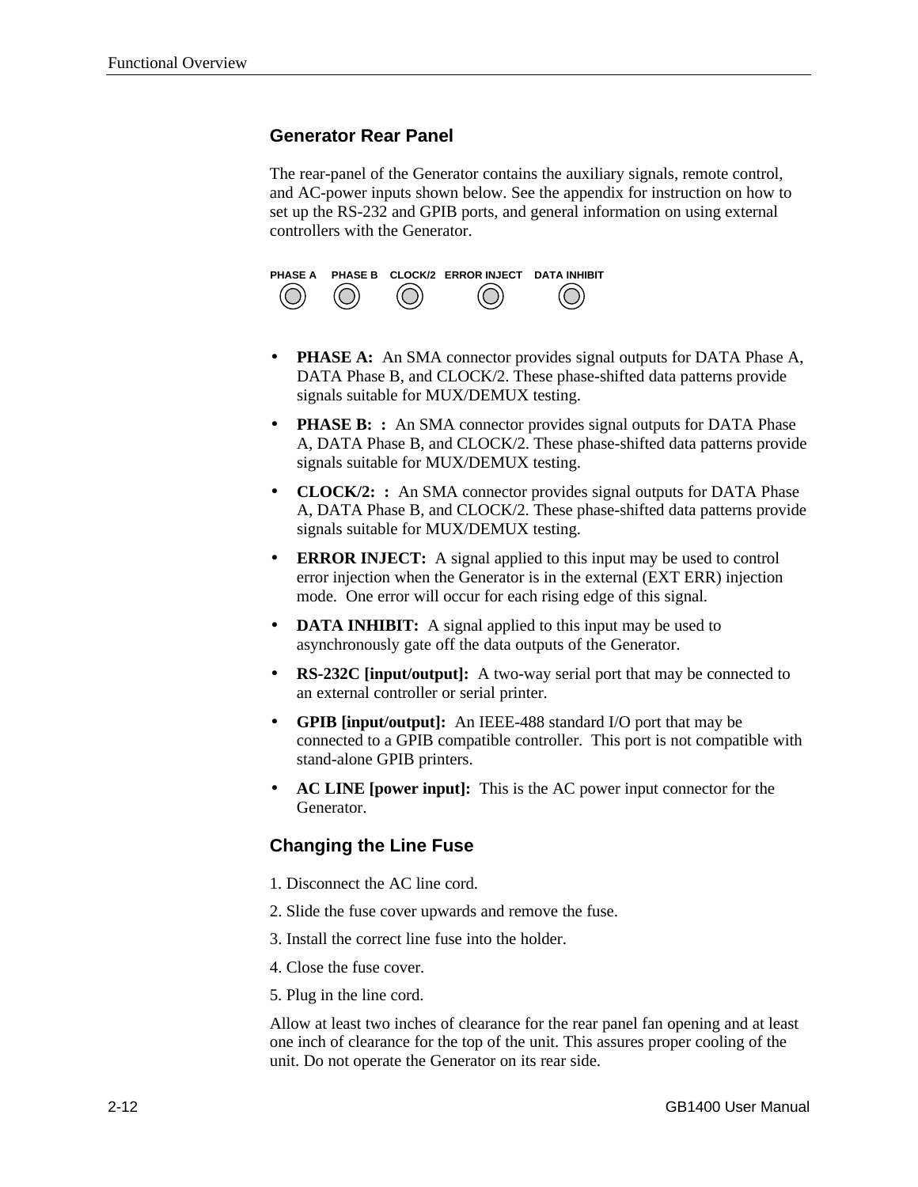## Generator Rear Panel

The rear-panel of the Generator contains the auxiliary signals, remote control, and AC-power inputs shown below. See the appendix for instruction on how to set up the RS-232 and GPIB ports, and general information on using external controllers with the Generator.

PHASE A     PHASE B     CLOCK/2     ERROR INJECT     DATA INHIBIT

- **PHASE A:** An SMA connector provides signal outputs for DATA Phase A, DATA Phase B, and CLOCK/2. These phase-shifted data patterns provide signals suitable for MUX/DEMUX testing.
- **PHASE B: :** An SMA connector provides signal outputs for DATA Phase A, DATA Phase B, and CLOCK/2. These phase-shifted data patterns provide signals suitable for MUX/DEMUX testing.
- **CLOCK/2: :** An SMA connector provides signal outputs for DATA Phase A, DATA Phase B, and CLOCK/2. These phase-shifted data patterns provide signals suitable for MUX/DEMUX testing.
- **ERROR INJECT:** A signal applied to this input may be used to control error injection when the Generator is in the external (EXT ERR) injection mode. One error will occur for each rising edge of this signal.
- **DATA INHIBIT:** A signal applied to this input may be used to asynchronously gate off the data outputs of the Generator.
- **RS-232C [input/output]:** A two-way serial port that may be connected to an external controller or serial printer.
- **GPIB [input/output]:** An IEEE-488 standard I/O port that may be connected to a GPIB compatible controller. This port is not compatible with stand-alone GPIB printers.
- **AC LINE [power input]:** This is the AC power input connector for the Generator.

## Changing the Line Fuse

1. Disconnect the AC line cord.

2. Slide the fuse cover upwards and remove the fuse.

3. Install the correct line fuse into the holder.

4. Close the fuse cover.

5. Plug in the line cord.

Allow at least two inches of clearance for the rear panel fan opening and at least one inch of clearance for the top of the unit. This assures proper cooling of the unit. Do not operate the Generator on its rear side.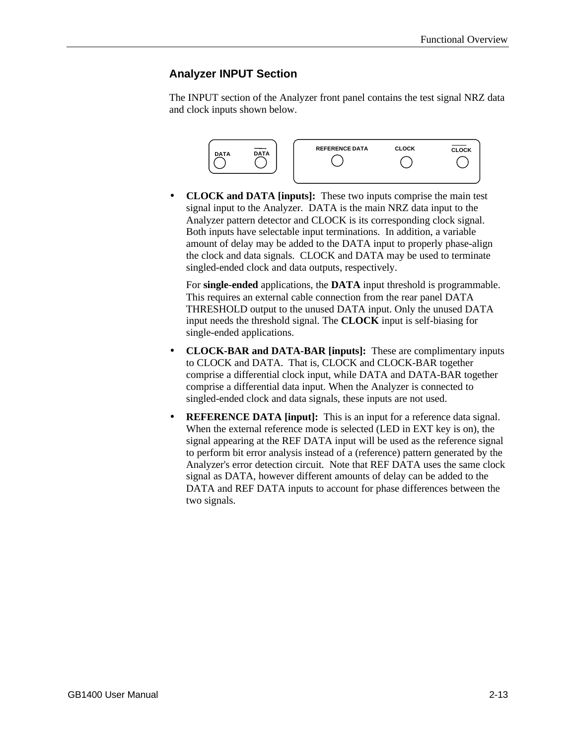## Analyzer INPUT Section

The INPUT section of the Analyzer front panel contains the test signal NRZ data and clock inputs shown below.

- **CLOCK and DATA [inputs]:** These two inputs comprise the main test signal input to the Analyzer. DATA is the main NRZ data input to the Analyzer pattern detector and CLOCK is its corresponding clock signal. Both inputs have selectable input terminations. In addition, a variable amount of delay may be added to the DATA input to properly phase-align the clock and data signals. CLOCK and DATA may be used to terminate singled-ended clock and data outputs, respectively.

  For **single-ended** applications, the **DATA** input threshold is programmable. This requires an external cable connection from the rear panel DATA THRESHOLD output to the unused DATA input. Only the unused DATA input needs the threshold signal. The **CLOCK** input is self-biasing for single-ended applications.

- **CLOCK-BAR and DATA-BAR [inputs]:** These are complimentary inputs to CLOCK and DATA. That is, CLOCK and CLOCK-BAR together comprise a differential clock input, while DATA and DATA-BAR together comprise a differential data input. When the Analyzer is connected to singled-ended clock and data signals, these inputs are not used.

- **REFERENCE DATA [input]:** This is an input for a reference data signal. When the external reference mode is selected (LED in EXT key is on), the signal appearing at the REF DATA input will be used as the reference signal to perform bit error analysis instead of a (reference) pattern generated by the Analyzer's error detection circuit. Note that REF DATA uses the same clock signal as DATA, however different amounts of delay can be added to the DATA and REF DATA inputs to account for phase differences between the two signals.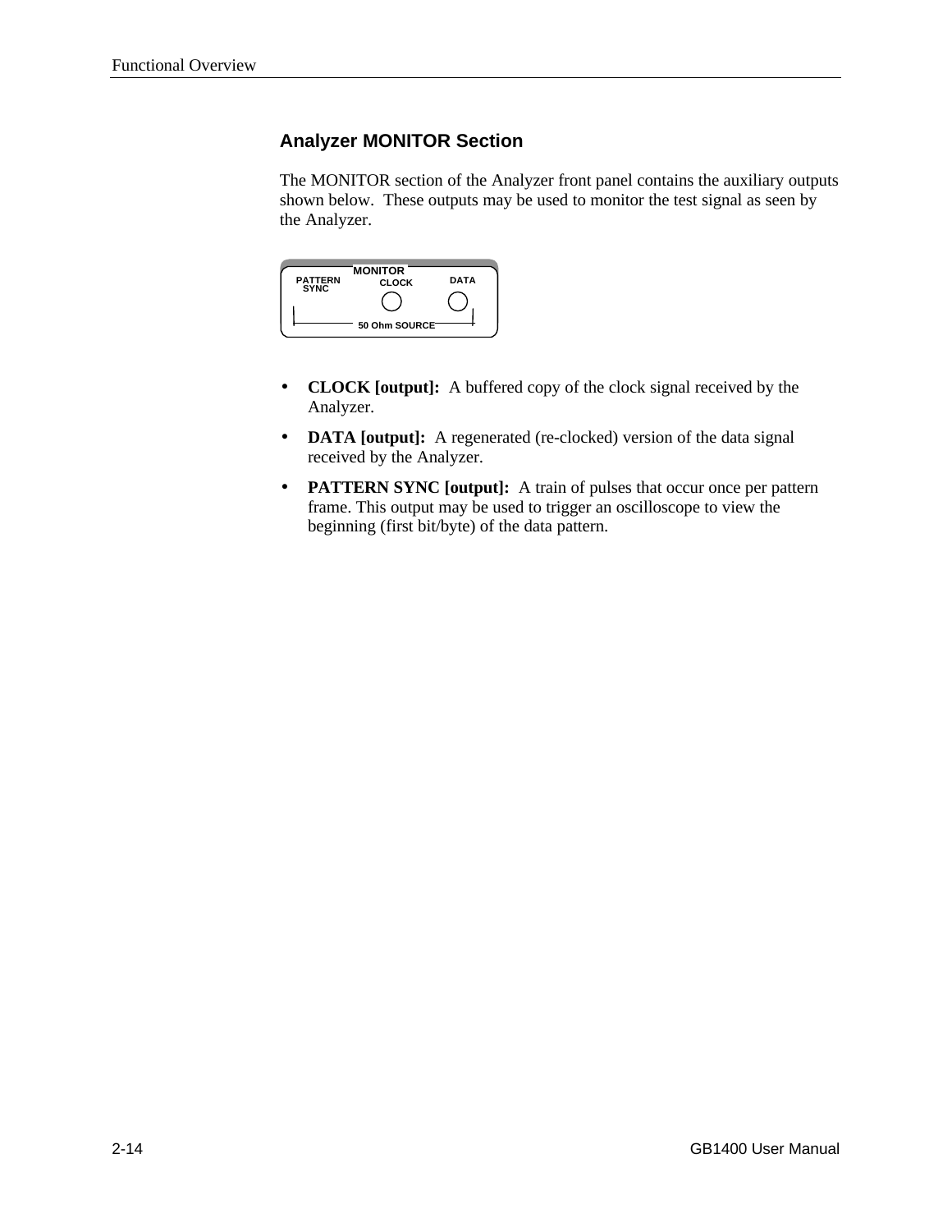## Analyzer MONITOR Section

The MONITOR section of the Analyzer front panel contains the auxiliary outputs shown below. These outputs may be used to monitor the test signal as seen by the Analyzer.

MONITOR

PATTERN SYNC CLOCK DATA

50 Ohm SOURCE

- **CLOCK [output]:** A buffered copy of the clock signal received by the Analyzer.
- **DATA [output]:** A regenerated (re-clocked) version of the data signal received by the Analyzer.
- **PATTERN SYNC [output]:** A train of pulses that occur once per pattern frame. This output may be used to trigger an oscilloscope to view the beginning (first bit/byte) of the data pattern.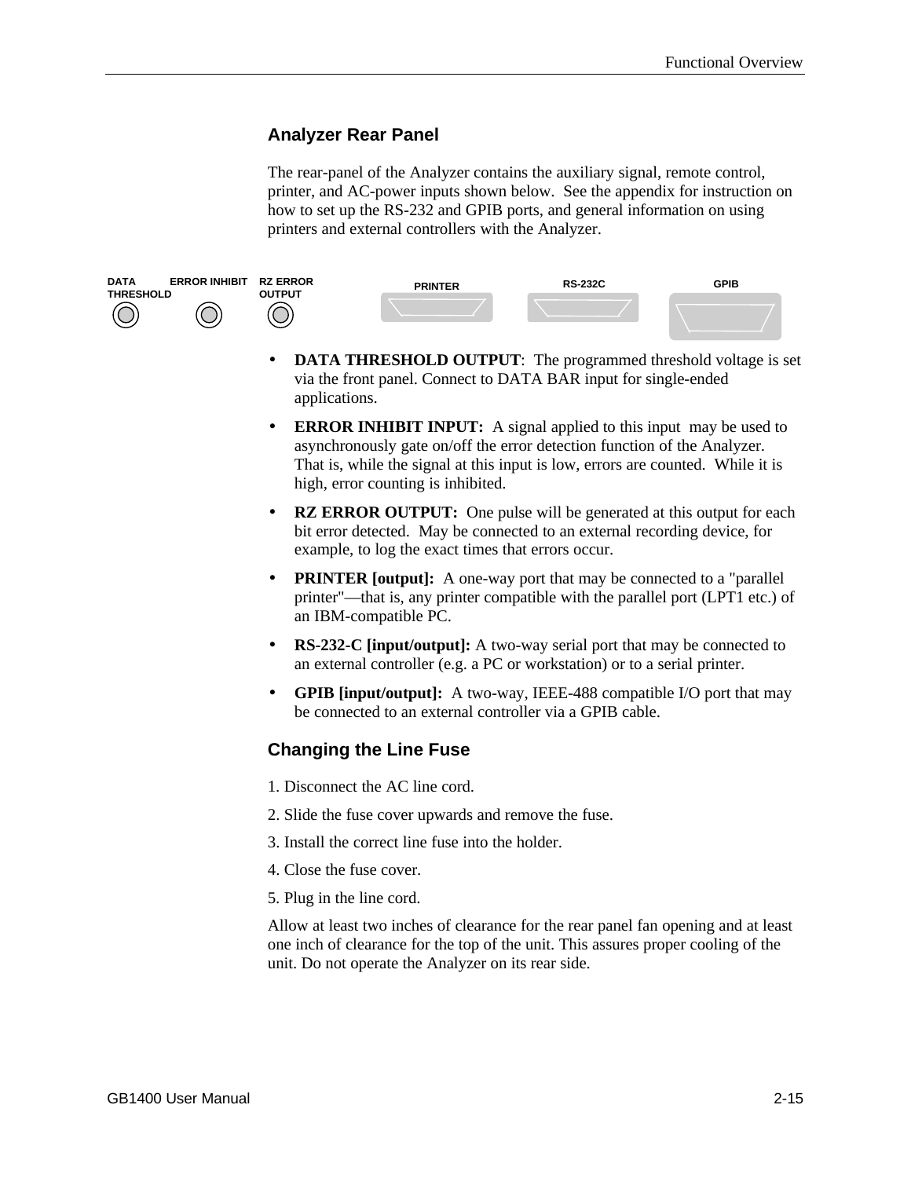## Analyzer Rear Panel

The rear-panel of the Analyzer contains the auxiliary signal, remote control, printer, and AC-power inputs shown below. See the appendix for instruction on how to set up the RS-232 and GPIB ports, and general information on using printers and external controllers with the Analyzer.

DATA THRESHOLD ERROR INHIBIT RZ ERROR OUTPUT PRINTER RS-232C GPIB

- **DATA THRESHOLD OUTPUT**: The programmed threshold voltage is set via the front panel. Connect to DATA BAR input for single-ended applications.
- **ERROR INHIBIT INPUT:** A signal applied to this input may be used to asynchronously gate on/off the error detection function of the Analyzer. That is, while the signal at this input is low, errors are counted. While it is high, error counting is inhibited.
- **RZ ERROR OUTPUT:** One pulse will be generated at this output for each bit error detected. May be connected to an external recording device, for example, to log the exact times that errors occur.
- **PRINTER [output]:** A one-way port that may be connected to a "parallel printer"—that is, any printer compatible with the parallel port (LPT1 etc.) of an IBM-compatible PC.
- **RS-232-C [input/output]:** A two-way serial port that may be connected to an external controller (e.g. a PC or workstation) or to a serial printer.
- **GPIB [input/output]:** A two-way, IEEE-488 compatible I/O port that may be connected to an external controller via a GPIB cable.

## Changing the Line Fuse

1. Disconnect the AC line cord.

2. Slide the fuse cover upwards and remove the fuse.

3. Install the correct line fuse into the holder.

4. Close the fuse cover.

5. Plug in the line cord.

Allow at least two inches of clearance for the rear panel fan opening and at least one inch of clearance for the top of the unit. This assures proper cooling of the unit. Do not operate the Analyzer on its rear side.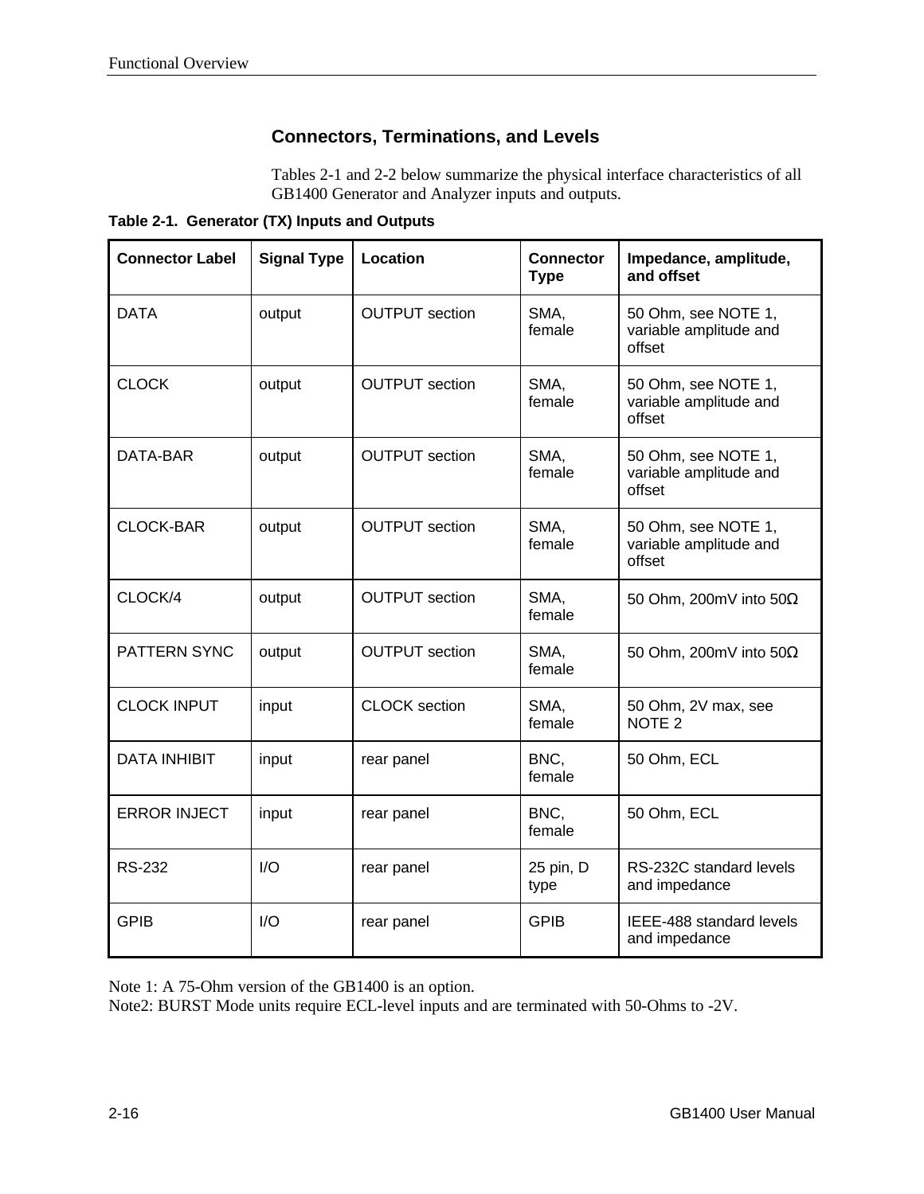## Connectors, Terminations, and Levels

Tables 2-1 and 2-2 below summarize the physical interface characteristics of all GB1400 Generator and Analyzer inputs and outputs.

**Table 2-1. Generator (TX) Inputs and Outputs**

| Connector Label | Signal Type | Location | Connector Type | Impedance, amplitude, and offset |
|---|---|---|---|---|
| DATA | output | OUTPUT section | SMA, female | 50 Ohm, see NOTE 1, variable amplitude and offset |
| CLOCK | output | OUTPUT section | SMA, female | 50 Ohm, see NOTE 1, variable amplitude and offset |
| DATA-BAR | output | OUTPUT section | SMA, female | 50 Ohm, see NOTE 1, variable amplitude and offset |
| CLOCK-BAR | output | OUTPUT section | SMA, female | 50 Ohm, see NOTE 1, variable amplitude and offset |
| CLOCK/4 | output | OUTPUT section | SMA, female | 50 Ohm, 200mV into 50Ω |
| PATTERN SYNC | output | OUTPUT section | SMA, female | 50 Ohm, 200mV into 50Ω |
| CLOCK INPUT | input | CLOCK section | SMA, female | 50 Ohm, 2V max, see NOTE 2 |
| DATA INHIBIT | input | rear panel | BNC, female | 50 Ohm, ECL |
| ERROR INJECT | input | rear panel | BNC, female | 50 Ohm, ECL |
| RS-232 | I/O | rear panel | 25 pin, D type | RS-232C standard levels and impedance |
| GPIB | I/O | rear panel | GPIB | IEEE-488 standard levels and impedance |

Note 1: A 75-Ohm version of the GB1400 is an option.
Note2: BURST Mode units require ECL-level inputs and are terminated with 50-Ohms to -2V.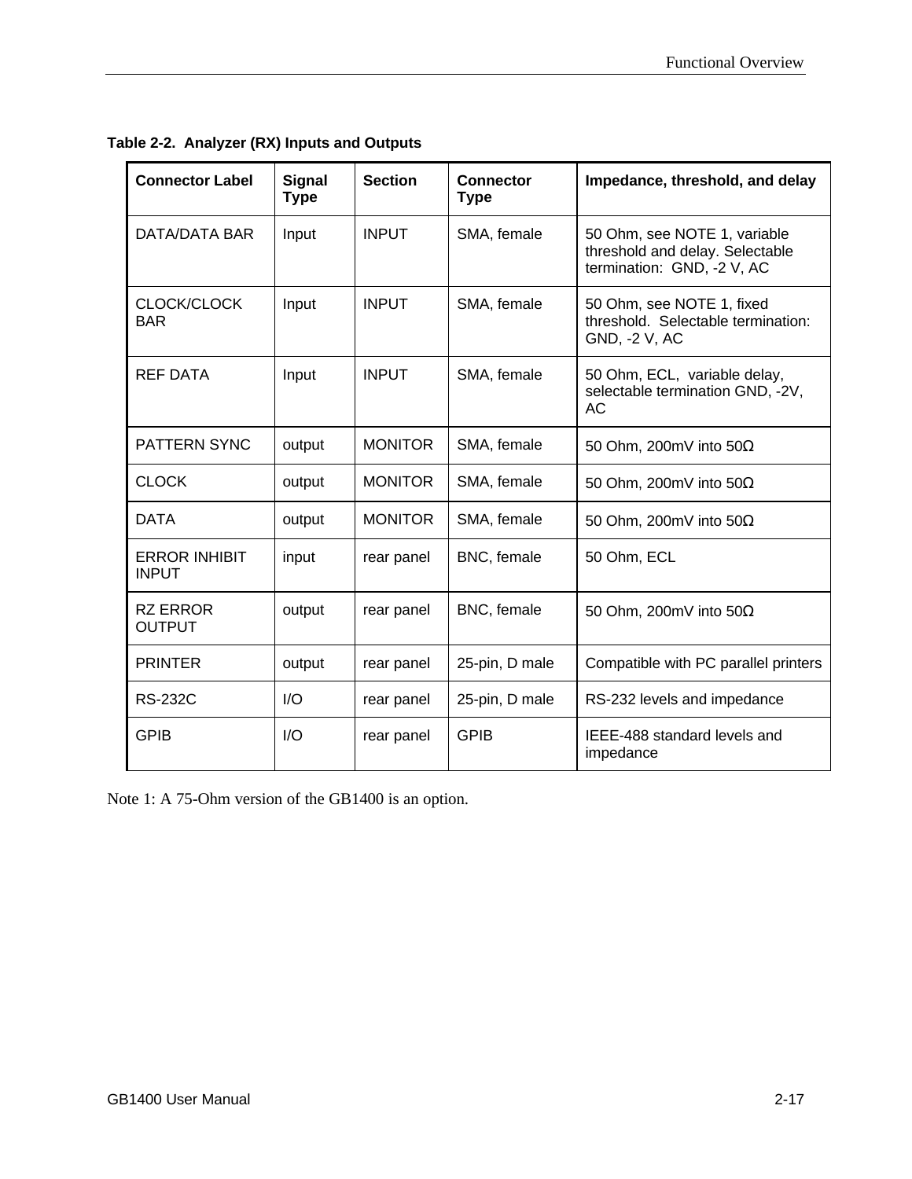**Table 2-2. Analyzer (RX) Inputs and Outputs**

| Connector Label | Signal Type | Section | Connector Type | Impedance, threshold, and delay |
|---|---|---|---|---|
| DATA/DATA BAR | Input | INPUT | SMA, female | 50 Ohm, see NOTE 1, variable threshold and delay. Selectable termination: GND, -2 V, AC |
| CLOCK/CLOCK BAR | Input | INPUT | SMA, female | 50 Ohm, see NOTE 1, fixed threshold. Selectable termination: GND, -2 V, AC |
| REF DATA | Input | INPUT | SMA, female | 50 Ohm, ECL, variable delay, selectable termination GND, -2V, AC |
| PATTERN SYNC | output | MONITOR | SMA, female | 50 Ohm, 200mV into 50Ω |
| CLOCK | output | MONITOR | SMA, female | 50 Ohm, 200mV into 50Ω |
| DATA | output | MONITOR | SMA, female | 50 Ohm, 200mV into 50Ω |
| ERROR INHIBIT INPUT | input | rear panel | BNC, female | 50 Ohm, ECL |
| RZ ERROR OUTPUT | output | rear panel | BNC, female | 50 Ohm, 200mV into 50Ω |
| PRINTER | output | rear panel | 25-pin, D male | Compatible with PC parallel printers |
| RS-232C | I/O | rear panel | 25-pin, D male | RS-232 levels and impedance |
| GPIB | I/O | rear panel | GPIB | IEEE-488 standard levels and impedance |

Note 1: A 75-Ohm version of the GB1400 is an option.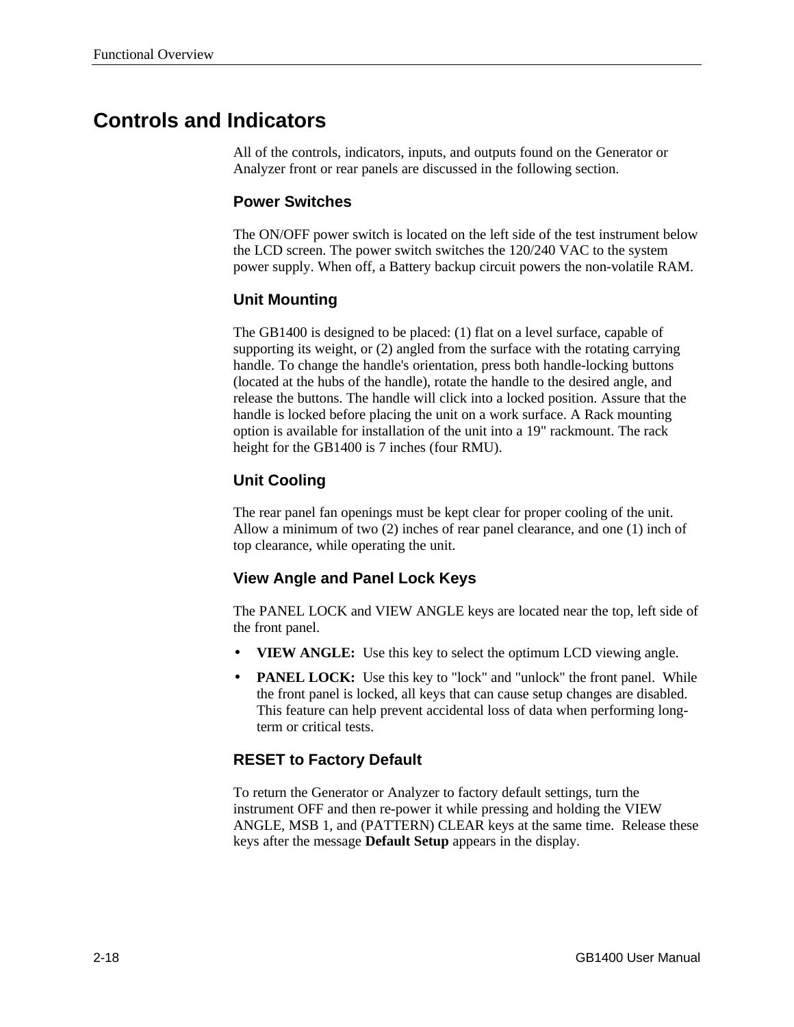# Controls and Indicators

All of the controls, indicators, inputs, and outputs found on the Generator or Analyzer front or rear panels are discussed in the following section.

### Power Switches

The ON/OFF power switch is located on the left side of the test instrument below the LCD screen. The power switch switches the 120/240 VAC to the system power supply. When off, a Battery backup circuit powers the non-volatile RAM.

### Unit Mounting

The GB1400 is designed to be placed: (1) flat on a level surface, capable of supporting its weight, or (2) angled from the surface with the rotating carrying handle. To change the handle's orientation, press both handle-locking buttons (located at the hubs of the handle), rotate the handle to the desired angle, and release the buttons. The handle will click into a locked position. Assure that the handle is locked before placing the unit on a work surface. A Rack mounting option is available for installation of the unit into a 19" rackmount. The rack height for the GB1400 is 7 inches (four RMU).

### Unit Cooling

The rear panel fan openings must be kept clear for proper cooling of the unit. Allow a minimum of two (2) inches of rear panel clearance, and one (1) inch of top clearance, while operating the unit.

### View Angle and Panel Lock Keys

The PANEL LOCK and VIEW ANGLE keys are located near the top, left side of the front panel.

- **VIEW ANGLE:** Use this key to select the optimum LCD viewing angle.
- **PANEL LOCK:** Use this key to "lock" and "unlock" the front panel. While the front panel is locked, all keys that can cause setup changes are disabled. This feature can help prevent accidental loss of data when performing long-term or critical tests.

### RESET to Factory Default

To return the Generator or Analyzer to factory default settings, turn the instrument OFF and then re-power it while pressing and holding the VIEW ANGLE, MSB 1, and (PATTERN) CLEAR keys at the same time. Release these keys after the message **Default Setup** appears in the display.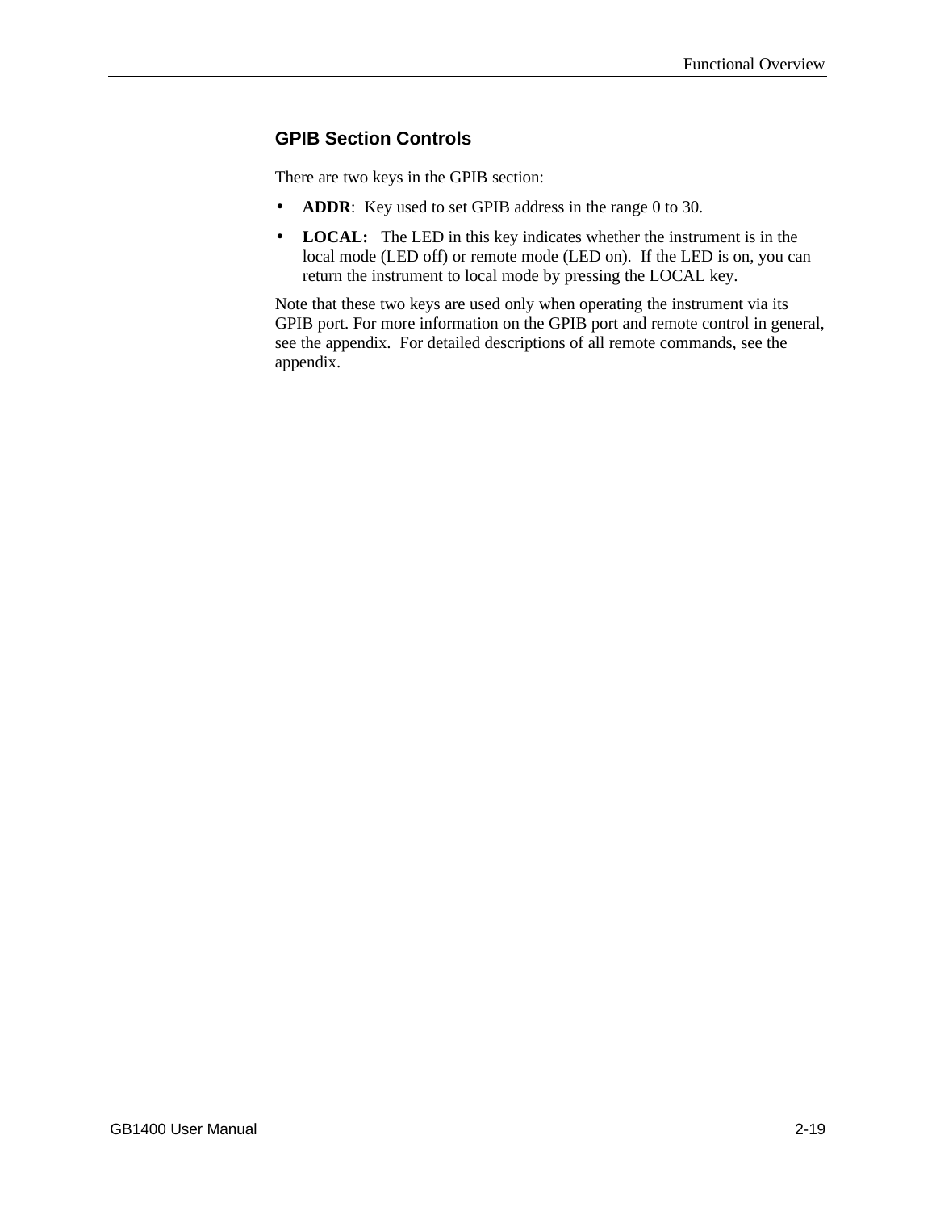## GPIB Section Controls

There are two keys in the GPIB section:

- **ADDR**: Key used to set GPIB address in the range 0 to 30.
- **LOCAL:** The LED in this key indicates whether the instrument is in the local mode (LED off) or remote mode (LED on). If the LED is on, you can return the instrument to local mode by pressing the LOCAL key.

Note that these two keys are used only when operating the instrument via its GPIB port. For more information on the GPIB port and remote control in general, see the appendix. For detailed descriptions of all remote commands, see the appendix.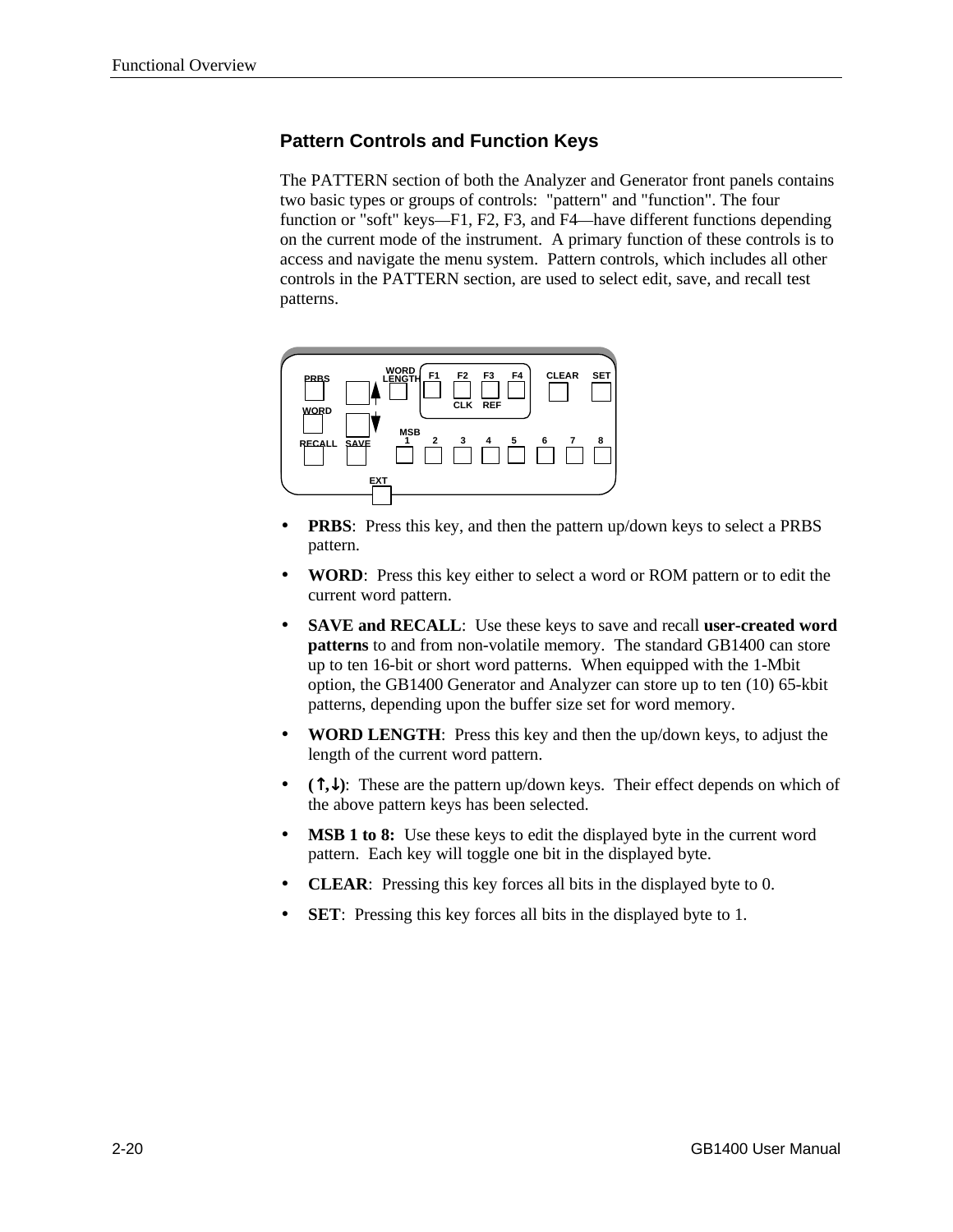## Pattern Controls and Function Keys

The PATTERN section of both the Analyzer and Generator front panels contains two basic types or groups of controls: "pattern" and "function". The four function or "soft" keys—F1, F2, F3, and F4—have different functions depending on the current mode of the instrument. A primary function of these controls is to access and navigate the menu system. Pattern controls, which includes all other controls in the PATTERN section, are used to select edit, save, and recall test patterns.

- **PRBS**: Press this key, and then the pattern up/down keys to select a PRBS pattern.
- **WORD**: Press this key either to select a word or ROM pattern or to edit the current word pattern.
- **SAVE and RECALL**: Use these keys to save and recall **user-created word patterns** to and from non-volatile memory. The standard GB1400 can store up to ten 16-bit or short word patterns. When equipped with the 1-Mbit option, the GB1400 Generator and Analyzer can store up to ten (10) 65-kbit patterns, depending upon the buffer size set for word memory.
- **WORD LENGTH**: Press this key and then the up/down keys, to adjust the length of the current word pattern.
- **(↑,↓)**: These are the pattern up/down keys. Their effect depends on which of the above pattern keys has been selected.
- **MSB 1 to 8:** Use these keys to edit the displayed byte in the current word pattern. Each key will toggle one bit in the displayed byte.
- **CLEAR**: Pressing this key forces all bits in the displayed byte to 0.
- **SET**: Pressing this key forces all bits in the displayed byte to 1.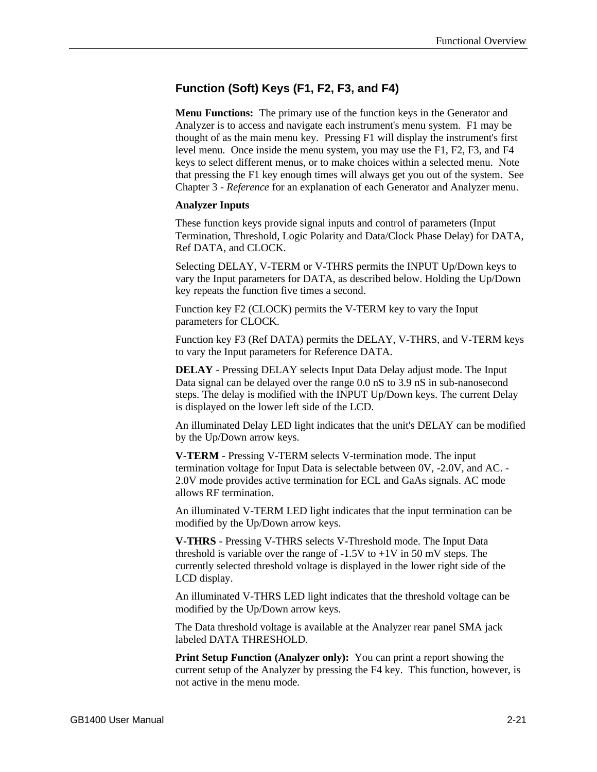## Function (Soft) Keys (F1, F2, F3, and F4)

**Menu Functions:** The primary use of the function keys in the Generator and Analyzer is to access and navigate each instrument's menu system. F1 may be thought of as the main menu key. Pressing F1 will display the instrument's first level menu. Once inside the menu system, you may use the F1, F2, F3, and F4 keys to select different menus, or to make choices within a selected menu. Note that pressing the F1 key enough times will always get you out of the system. See Chapter 3 - *Reference* for an explanation of each Generator and Analyzer menu.

**Analyzer Inputs**

These function keys provide signal inputs and control of parameters (Input Termination, Threshold, Logic Polarity and Data/Clock Phase Delay) for DATA, Ref DATA, and CLOCK.

Selecting DELAY, V-TERM or V-THRS permits the INPUT Up/Down keys to vary the Input parameters for DATA, as described below. Holding the Up/Down key repeats the function five times a second.

Function key F2 (CLOCK) permits the V-TERM key to vary the Input parameters for CLOCK.

Function key F3 (Ref DATA) permits the DELAY, V-THRS, and V-TERM keys to vary the Input parameters for Reference DATA.

**DELAY** - Pressing DELAY selects Input Data Delay adjust mode. The Input Data signal can be delayed over the range 0.0 nS to 3.9 nS in sub-nanosecond steps. The delay is modified with the INPUT Up/Down keys. The current Delay is displayed on the lower left side of the LCD.

An illuminated Delay LED light indicates that the unit's DELAY can be modified by the Up/Down arrow keys.

**V-TERM** - Pressing V-TERM selects V-termination mode. The input termination voltage for Input Data is selectable between 0V, -2.0V, and AC. -2.0V mode provides active termination for ECL and GaAs signals. AC mode allows RF termination.

An illuminated V-TERM LED light indicates that the input termination can be modified by the Up/Down arrow keys.

**V-THRS** - Pressing V-THRS selects V-Threshold mode. The Input Data threshold is variable over the range of -1.5V to +1V in 50 mV steps. The currently selected threshold voltage is displayed in the lower right side of the LCD display.

An illuminated V-THRS LED light indicates that the threshold voltage can be modified by the Up/Down arrow keys.

The Data threshold voltage is available at the Analyzer rear panel SMA jack labeled DATA THRESHOLD.

**Print Setup Function (Analyzer only):** You can print a report showing the current setup of the Analyzer by pressing the F4 key. This function, however, is not active in the menu mode.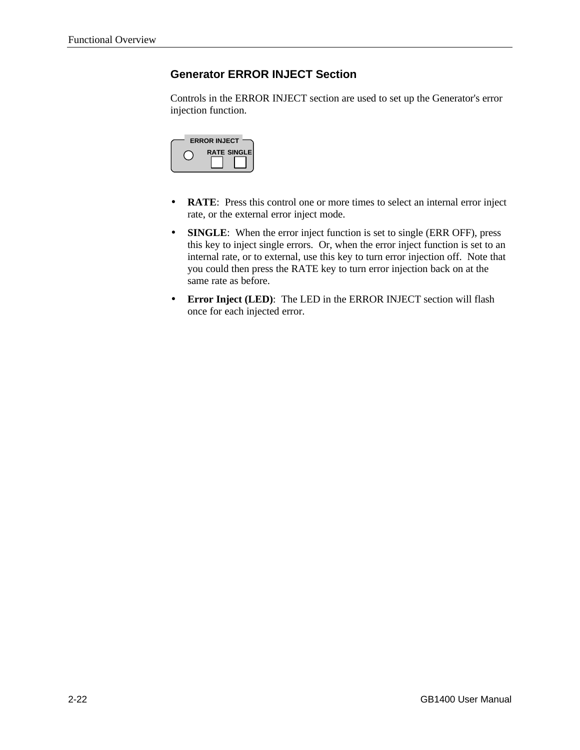## Generator ERROR INJECT Section

Controls in the ERROR INJECT section are used to set up the Generator's error injection function.

ERROR INJECT

RATE SINGLE

- **RATE**: Press this control one or more times to select an internal error inject rate, or the external error inject mode.
- **SINGLE**: When the error inject function is set to single (ERR OFF), press this key to inject single errors. Or, when the error inject function is set to an internal rate, or to external, use this key to turn error injection off. Note that you could then press the RATE key to turn error injection back on at the same rate as before.
- **Error Inject (LED)**: The LED in the ERROR INJECT section will flash once for each injected error.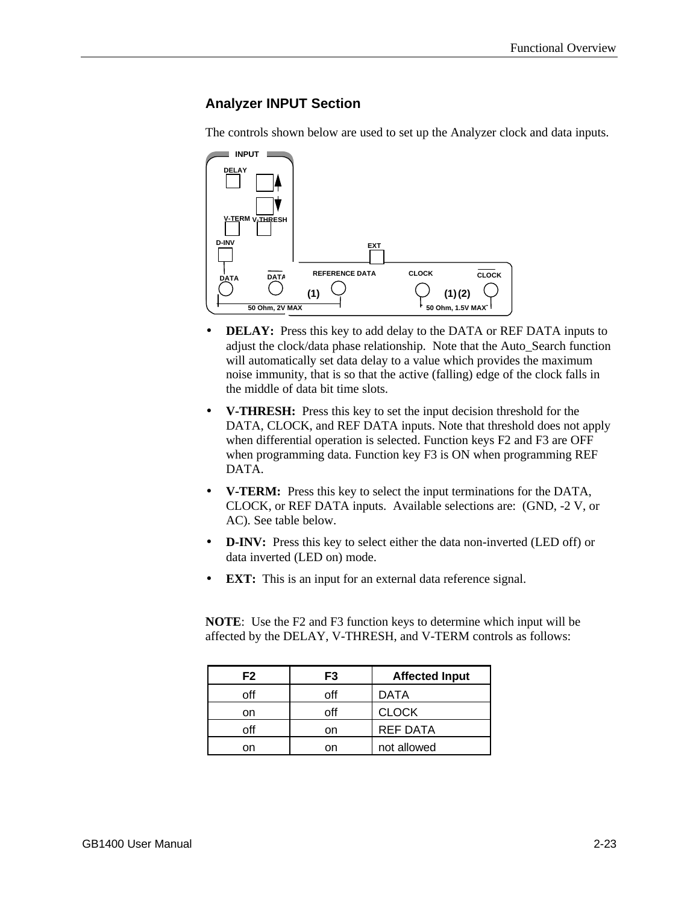## Analyzer INPUT Section

The controls shown below are used to set up the Analyzer clock and data inputs.

- **DELAY:** Press this key to add delay to the DATA or REF DATA inputs to adjust the clock/data phase relationship. Note that the Auto_Search function will automatically set data delay to a value which provides the maximum noise immunity, that is so that the active (falling) edge of the clock falls in the middle of data bit time slots.
- **V-THRESH:** Press this key to set the input decision threshold for the DATA, CLOCK, and REF DATA inputs. Note that threshold does not apply when differential operation is selected. Function keys F2 and F3 are OFF when programming data. Function key F3 is ON when programming REF DATA.
- **V-TERM:** Press this key to select the input terminations for the DATA, CLOCK, or REF DATA inputs. Available selections are: (GND, -2 V, or AC). See table below.
- **D-INV:** Press this key to select either the data non-inverted (LED off) or data inverted (LED on) mode.
- **EXT:** This is an input for an external data reference signal.

**NOTE**: Use the F2 and F3 function keys to determine which input will be affected by the DELAY, V-THRESH, and V-TERM controls as follows:

| F2 | F3 | Affected Input |
|---|---|---|
| off | off | DATA |
| on | off | CLOCK |
| off | on | REF DATA |
| on | on | not allowed |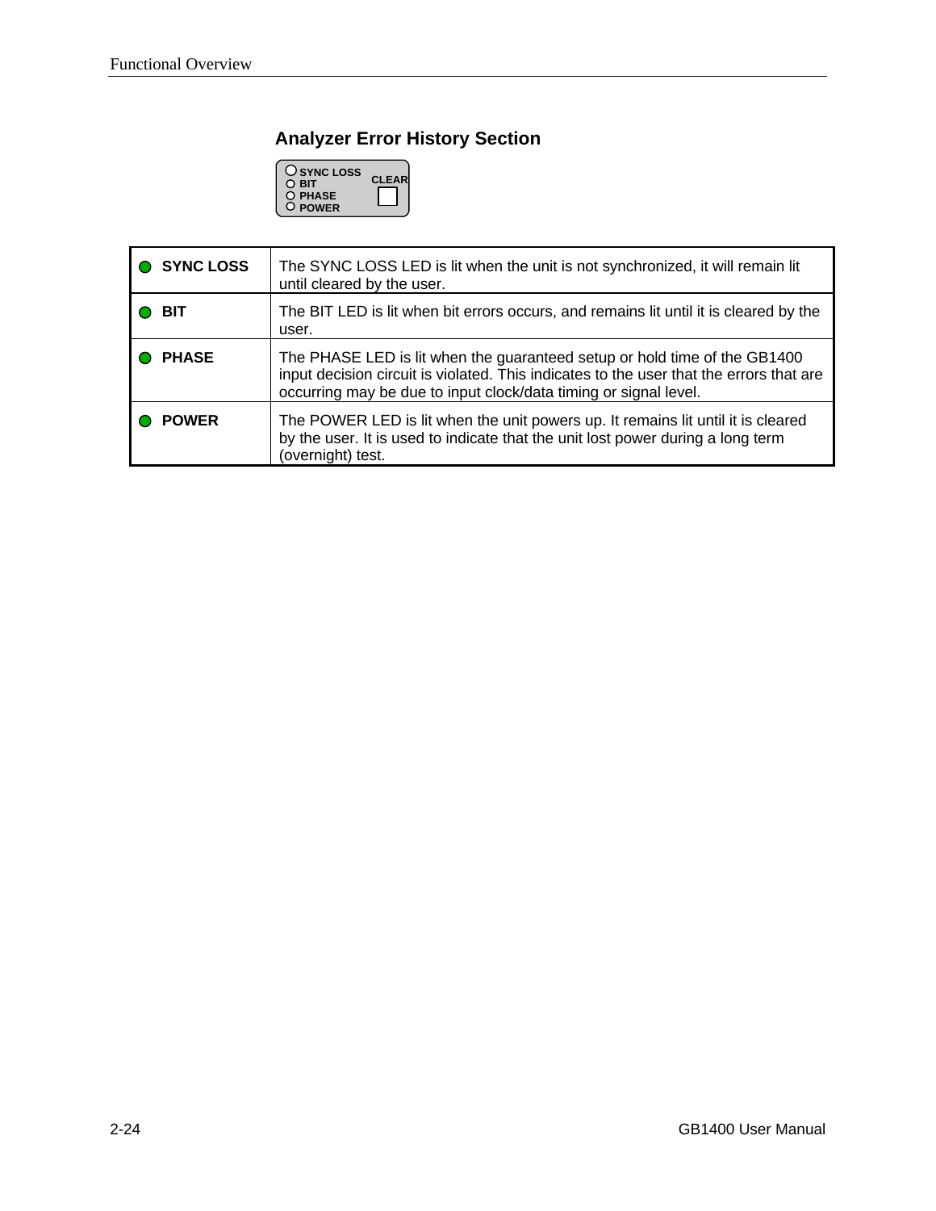## Analyzer Error History Section

| | |
|---|---|
| **SYNC LOSS** | The SYNC LOSS LED is lit when the unit is not synchronized, it will remain lit until cleared by the user. |
| **BIT** | The BIT LED is lit when bit errors occurs, and remains lit until it is cleared by the user. |
| **PHASE** | The PHASE LED is lit when the guaranteed setup or hold time of the GB1400 input decision circuit is violated. This indicates to the user that the errors that are occurring may be due to input clock/data timing or signal level. |
| **POWER** | The POWER LED is lit when the unit powers up. It remains lit until it is cleared by the user. It is used to indicate that the unit lost power during a long term (overnight) test. |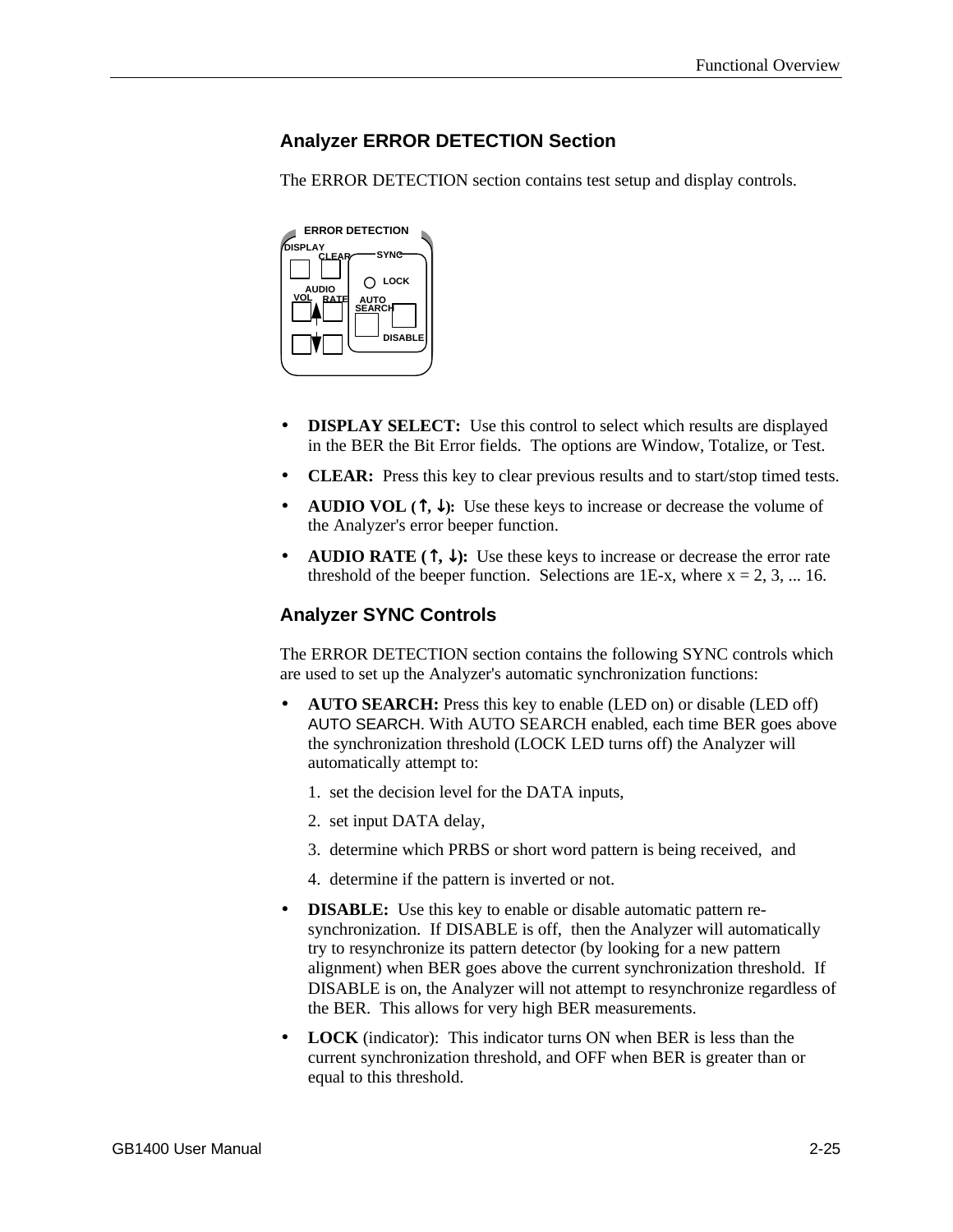## Analyzer ERROR DETECTION Section

The ERROR DETECTION section contains test setup and display controls.

- **DISPLAY SELECT:** Use this control to select which results are displayed in the BER the Bit Error fields. The options are Window, Totalize, or Test.
- **CLEAR:** Press this key to clear previous results and to start/stop timed tests.
- **AUDIO VOL (↑, ↓):** Use these keys to increase or decrease the volume of the Analyzer's error beeper function.
- **AUDIO RATE (↑, ↓):** Use these keys to increase or decrease the error rate threshold of the beeper function. Selections are 1E-x, where x = 2, 3, ... 16.

## Analyzer SYNC Controls

The ERROR DETECTION section contains the following SYNC controls which are used to set up the Analyzer's automatic synchronization functions:

- **AUTO SEARCH:** Press this key to enable (LED on) or disable (LED off) AUTO SEARCH. With AUTO SEARCH enabled, each time BER goes above the synchronization threshold (LOCK LED turns off) the Analyzer will automatically attempt to:

  1. set the decision level for the DATA inputs,
  2. set input DATA delay,
  3. determine which PRBS or short word pattern is being received, and
  4. determine if the pattern is inverted or not.

- **DISABLE:** Use this key to enable or disable automatic pattern re-synchronization. If DISABLE is off, then the Analyzer will automatically try to resynchronize its pattern detector (by looking for a new pattern alignment) when BER goes above the current synchronization threshold. If DISABLE is on, the Analyzer will not attempt to resynchronize regardless of the BER. This allows for very high BER measurements.
- **LOCK** (indicator): This indicator turns ON when BER is less than the current synchronization threshold, and OFF when BER is greater than or equal to this threshold.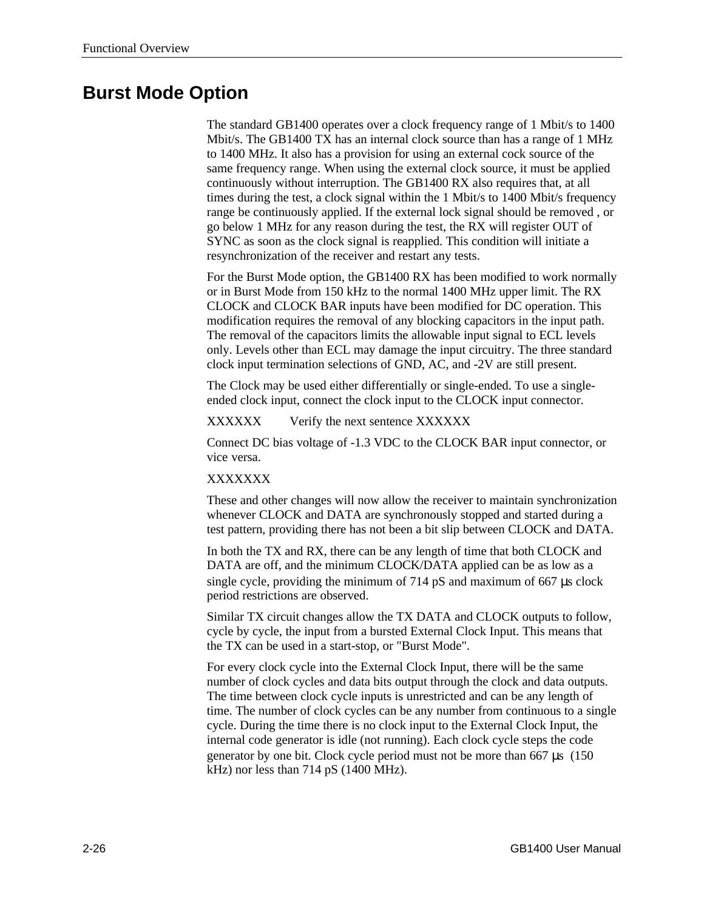# Burst Mode Option

The standard GB1400 operates over a clock frequency range of 1 Mbit/s to 1400 Mbit/s. The GB1400 TX has an internal clock source than has a range of 1 MHz to 1400 MHz. It also has a provision for using an external cock source of the same frequency range. When using the external clock source, it must be applied continuously without interruption. The GB1400 RX also requires that, at all times during the test, a clock signal within the 1 Mbit/s to 1400 Mbit/s frequency range be continuously applied. If the external lock signal should be removed , or go below 1 MHz for any reason during the test, the RX will register OUT of SYNC as soon as the clock signal is reapplied. This condition will initiate a resynchronization of the receiver and restart any tests.

For the Burst Mode option, the GB1400 RX has been modified to work normally or in Burst Mode from 150 kHz to the normal 1400 MHz upper limit. The RX CLOCK and CLOCK BAR inputs have been modified for DC operation. This modification requires the removal of any blocking capacitors in the input path. The removal of the capacitors limits the allowable input signal to ECL levels only. Levels other than ECL may damage the input circuitry. The three standard clock input termination selections of GND, AC, and -2V are still present.

The Clock may be used either differentially or single-ended. To use a single-ended clock input, connect the clock input to the CLOCK input connector.

XXXXXX Verify the next sentence XXXXXX

Connect DC bias voltage of -1.3 VDC to the CLOCK BAR input connector, or vice versa.

XXXXXXX

These and other changes will now allow the receiver to maintain synchronization whenever CLOCK and DATA are synchronously stopped and started during a test pattern, providing there has not been a bit slip between CLOCK and DATA.

In both the TX and RX, there can be any length of time that both CLOCK and DATA are off, and the minimum CLOCK/DATA applied can be as low as a single cycle, providing the minimum of 714 pS and maximum of 667 µs clock period restrictions are observed.

Similar TX circuit changes allow the TX DATA and CLOCK outputs to follow, cycle by cycle, the input from a bursted External Clock Input. This means that the TX can be used in a start-stop, or "Burst Mode".

For every clock cycle into the External Clock Input, there will be the same number of clock cycles and data bits output through the clock and data outputs. The time between clock cycle inputs is unrestricted and can be any length of time. The number of clock cycles can be any number from continuous to a single cycle. During the time there is no clock input to the External Clock Input, the internal code generator is idle (not running). Each clock cycle steps the code generator by one bit. Clock cycle period must not be more than 667 µs (150 kHz) nor less than 714 pS (1400 MHz).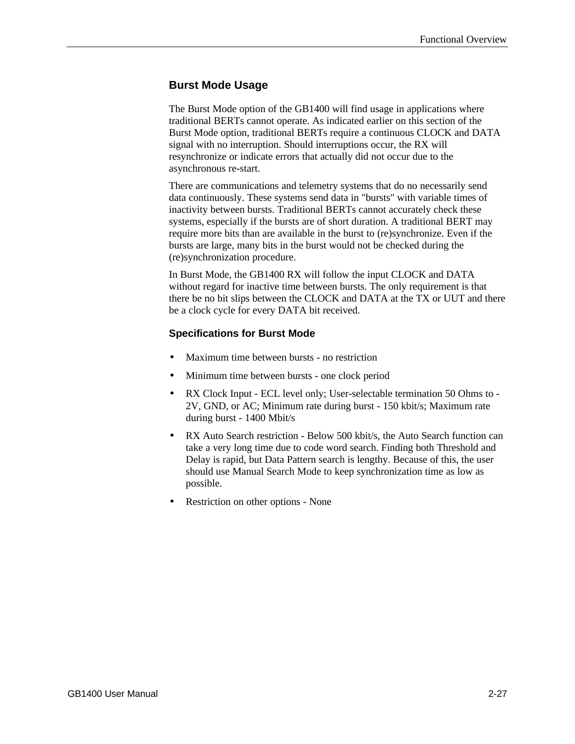## Burst Mode Usage

The Burst Mode option of the GB1400 will find usage in applications where traditional BERTs cannot operate. As indicated earlier on this section of the Burst Mode option, traditional BERTs require a continuous CLOCK and DATA signal with no interruption. Should interruptions occur, the RX will resynchronize or indicate errors that actually did not occur due to the asynchronous re-start.

There are communications and telemetry systems that do no necessarily send data continuously. These systems send data in "bursts" with variable times of inactivity between bursts. Traditional BERTs cannot accurately check these systems, especially if the bursts are of short duration. A traditional BERT may require more bits than are available in the burst to (re)synchronize. Even if the bursts are large, many bits in the burst would not be checked during the (re)synchronization procedure.

In Burst Mode, the GB1400 RX will follow the input CLOCK and DATA without regard for inactive time between bursts. The only requirement is that there be no bit slips between the CLOCK and DATA at the TX or UUT and there be a clock cycle for every DATA bit received.

### Specifications for Burst Mode

- Maximum time between bursts - no restriction
- Minimum time between bursts - one clock period
- RX Clock Input - ECL level only; User-selectable termination 50 Ohms to -2V, GND, or AC; Minimum rate during burst - 150 kbit/s; Maximum rate during burst - 1400 Mbit/s
- RX Auto Search restriction - Below 500 kbit/s, the Auto Search function can take a very long time due to code word search. Finding both Threshold and Delay is rapid, but Data Pattern search is lengthy. Because of this, the user should use Manual Search Mode to keep synchronization time as low as possible.
- Restriction on other options - None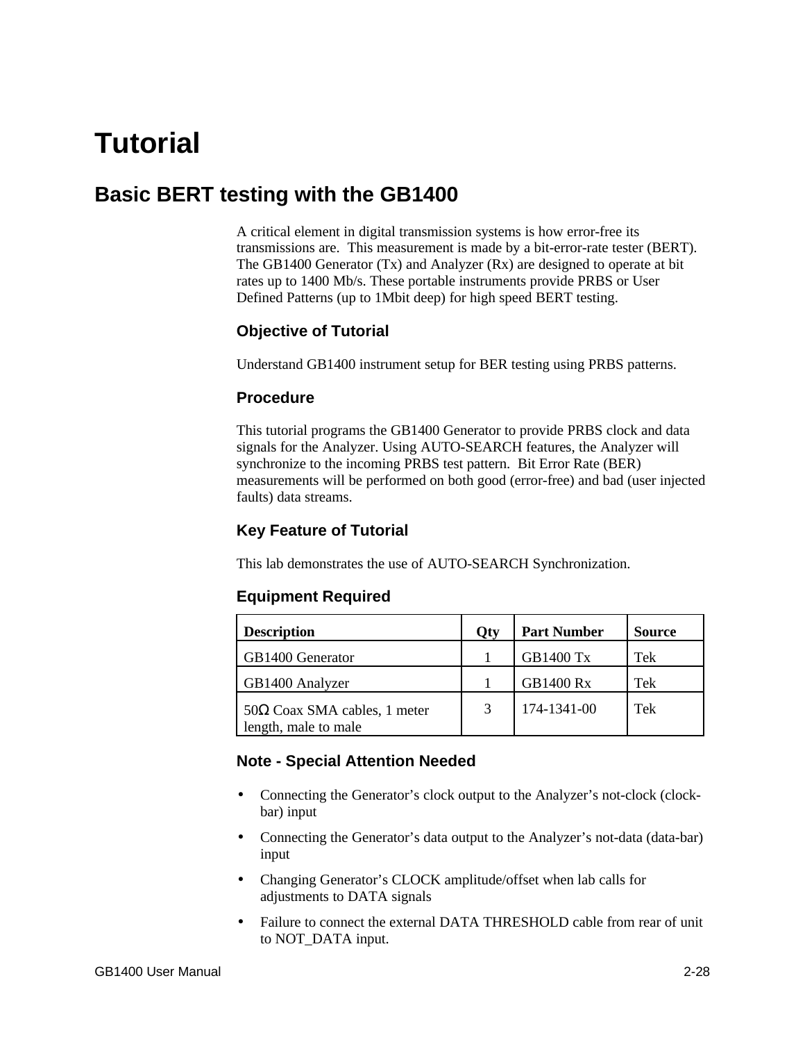# Tutorial

## Basic BERT testing with the GB1400

A critical element in digital transmission systems is how error-free its transmissions are. This measurement is made by a bit-error-rate tester (BERT). The GB1400 Generator (Tx) and Analyzer (Rx) are designed to operate at bit rates up to 1400 Mb/s. These portable instruments provide PRBS or User Defined Patterns (up to 1Mbit deep) for high speed BERT testing.

### Objective of Tutorial

Understand GB1400 instrument setup for BER testing using PRBS patterns.

### Procedure

This tutorial programs the GB1400 Generator to provide PRBS clock and data signals for the Analyzer. Using AUTO-SEARCH features, the Analyzer will synchronize to the incoming PRBS test pattern. Bit Error Rate (BER) measurements will be performed on both good (error-free) and bad (user injected faults) data streams.

### Key Feature of Tutorial

This lab demonstrates the use of AUTO-SEARCH Synchronization.

### Equipment Required

| Description | Qty | Part Number | Source |
|---|---|---|---|
| GB1400 Generator | 1 | GB1400 Tx | Tek |
| GB1400 Analyzer | 1 | GB1400 Rx | Tek |
| 50Ω Coax SMA cables, 1 meter length, male to male | 3 | 174-1341-00 | Tek |

### Note - Special Attention Needed

- Connecting the Generator's clock output to the Analyzer's not-clock (clock-bar) input
- Connecting the Generator's data output to the Analyzer's not-data (data-bar) input
- Changing Generator's CLOCK amplitude/offset when lab calls for adjustments to DATA signals
- Failure to connect the external DATA THRESHOLD cable from rear of unit to NOT_DATA input.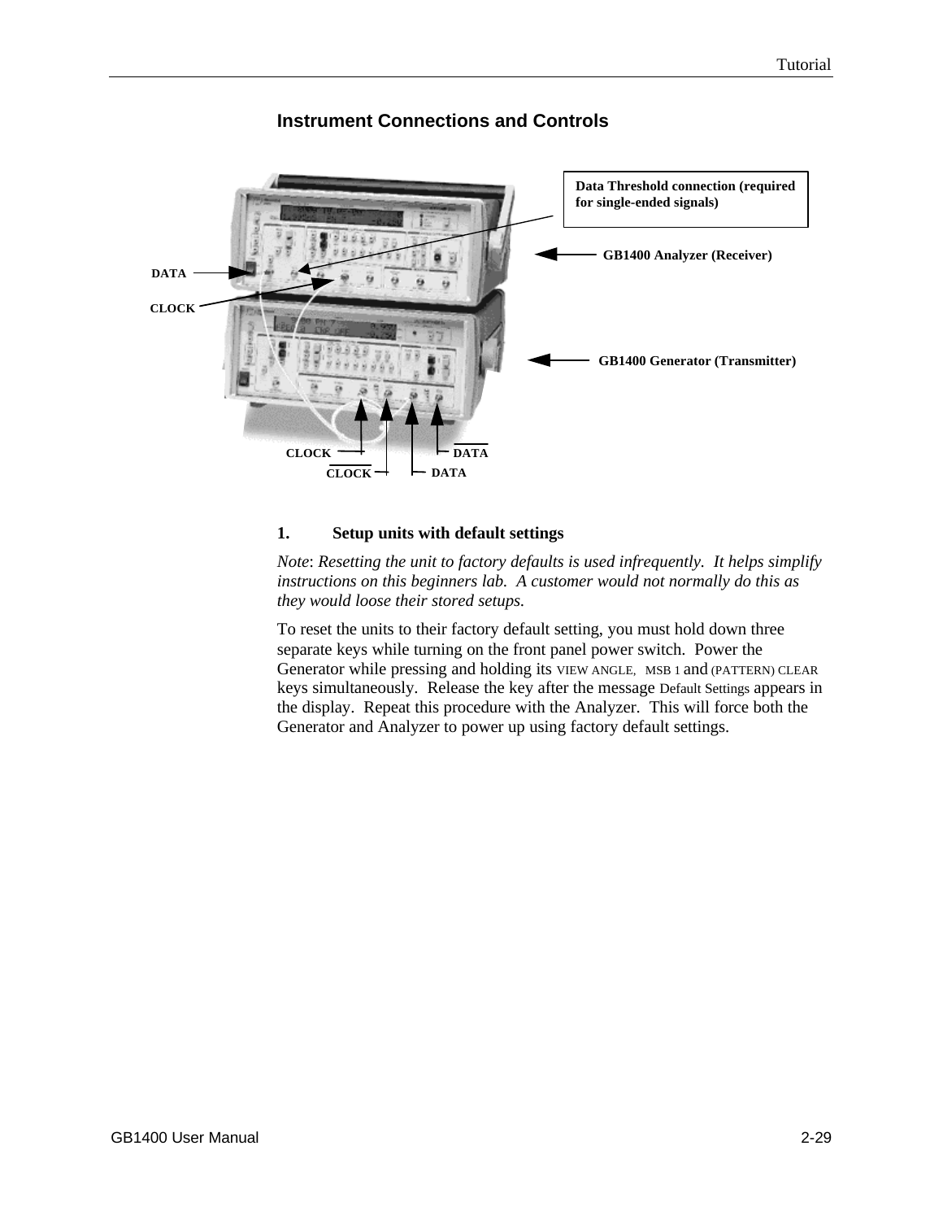## Instrument Connections and Controls

Data Threshold connection (required for single-ended signals)

DATA

CLOCK

GB1400 Analyzer (Receiver)

GB1400 Generator (Transmitter)

CLOCK

CLOCK

DATA

DATA

**1. Setup units with default settings**

*Note*: *Resetting the unit to factory defaults is used infrequently. It helps simplify instructions on this beginners lab. A customer would not normally do this as they would loose their stored setups.*

To reset the units to their factory default setting, you must hold down three separate keys while turning on the front panel power switch. Power the Generator while pressing and holding its VIEW ANGLE, MSB 1 and (PATTERN) CLEAR keys simultaneously. Release the key after the message Default Settings appears in the display. Repeat this procedure with the Analyzer. This will force both the Generator and Analyzer to power up using factory default settings.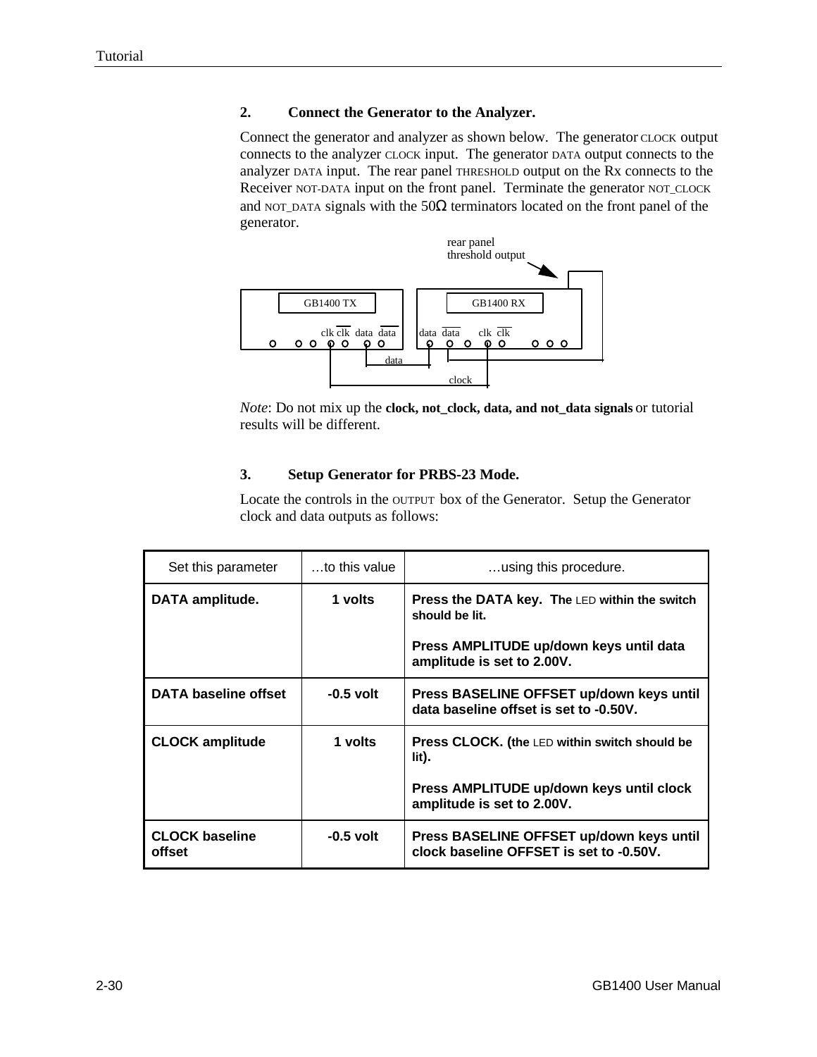### 2. Connect the Generator to the Analyzer.

Connect the generator and analyzer as shown below. The generator CLOCK output connects to the analyzer CLOCK input. The generator DATA output connects to the analyzer DATA input. The rear panel THRESHOLD output on the Rx connects to the Receiver NOT-DATA input on the front panel. Terminate the generator NOT_CLOCK and NOT_DATA signals with the 50Ω terminators located on the front panel of the generator.

rear panel threshold output

GB1400 TX — clk $\overline{\text{clk}}$ data $\overline{\text{data}}$

GB1400 RX — data $\overline{\text{data}}$ clk $\overline{\text{clk}}$

data

clock

*Note*: Do not mix up the **clock, not_clock, data, and not_data signals** or tutorial results will be different.

### 3. Setup Generator for PRBS-23 Mode.

Locate the controls in the OUTPUT box of the Generator. Setup the Generator clock and data outputs as follows:

| Set this parameter | …to this value | …using this procedure. |
| --- | --- | --- |
| **DATA amplitude.** | **1 volts** | **Press the DATA key. The LED within the switch should be lit.**<br><br>**Press AMPLITUDE up/down keys until data amplitude is set to 2.00V.** |
| **DATA baseline offset** | **-0.5 volt** | **Press BASELINE OFFSET up/down keys until data baseline offset is set to -0.50V.** |
| **CLOCK amplitude** | **1 volts** | **Press CLOCK. (the LED within switch should be lit).**<br><br>**Press AMPLITUDE up/down keys until clock amplitude is set to 2.00V.** |
| **CLOCK baseline offset** | **-0.5 volt** | **Press BASELINE OFFSET up/down keys until clock baseline OFFSET is set to -0.50V.** |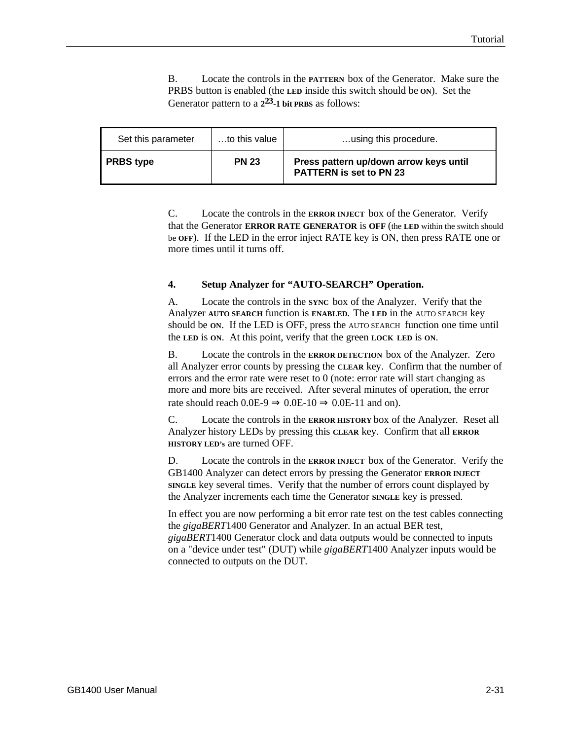B. Locate the controls in the **PATTERN** box of the Generator. Make sure the PRBS button is enabled (the **LED** inside this switch should be **ON**). Set the Generator pattern to a **$2^{23}$-1 bit PRBS** as follows:

| Set this parameter | …to this value | …using this procedure. |
|---|---|---|
| **PRBS type** | **PN 23** | **Press pattern up/down arrow keys until PATTERN is set to PN 23** |

C. Locate the controls in the **ERROR INJECT** box of the Generator. Verify that the Generator **ERROR RATE GENERATOR** is **OFF** (the **LED** within the switch should be **OFF**). If the LED in the error inject RATE key is ON, then press RATE one or more times until it turns off.

### 4. Setup Analyzer for "AUTO-SEARCH" Operation.

A. Locate the controls in the **SYNC** box of the Analyzer. Verify that the Analyzer **AUTO SEARCH** function is **ENABLED**. The **LED** in the AUTO SEARCH key should be **ON**. If the LED is OFF, press the AUTO SEARCH function one time until the **LED** is **ON**. At this point, verify that the green **LOCK LED** is **ON**.

B. Locate the controls in the **ERROR DETECTION** box of the Analyzer. Zero all Analyzer error counts by pressing the **CLEAR** key. Confirm that the number of errors and the error rate were reset to 0 (note: error rate will start changing as more and more bits are received. After several minutes of operation, the error rate should reach 0.0E-9 ⇒ 0.0E-10 ⇒ 0.0E-11 and on).

C. Locate the controls in the **ERROR HISTORY** box of the Analyzer. Reset all Analyzer history LEDs by pressing this **CLEAR** key. Confirm that all **ERROR HISTORY LED's** are turned OFF.

D. Locate the controls in the **ERROR INJECT** box of the Generator. Verify the GB1400 Analyzer can detect errors by pressing the Generator **ERROR INJECT SINGLE** key several times. Verify that the number of errors count displayed by the Analyzer increments each time the Generator **SINGLE** key is pressed.

In effect you are now performing a bit error rate test on the test cables connecting the *gigaBERT*1400 Generator and Analyzer. In an actual BER test, *gigaBERT*1400 Generator clock and data outputs would be connected to inputs on a "device under test" (DUT) while *gigaBERT*1400 Analyzer inputs would be connected to outputs on the DUT.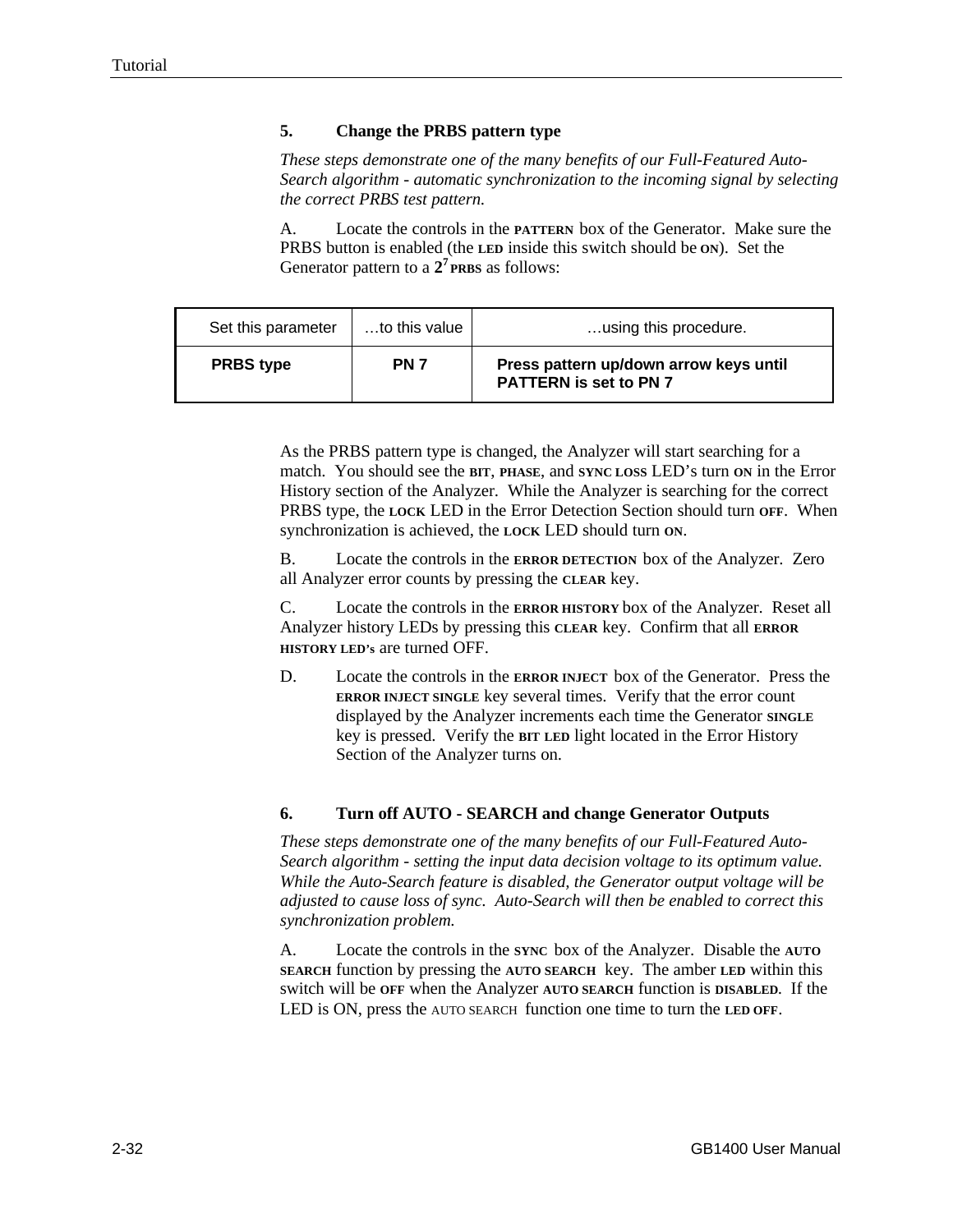### 5. Change the PRBS pattern type

*These steps demonstrate one of the many benefits of our Full-Featured Auto-Search algorithm - automatic synchronization to the incoming signal by selecting the correct PRBS test pattern.*

A. Locate the controls in the **PATTERN** box of the Generator. Make sure the PRBS button is enabled (the **LED** inside this switch should be **ON**). Set the Generator pattern to a **$2^7$ PRBS** as follows:

| Set this parameter | …to this value | …using this procedure. |
|---|---|---|
| **PRBS type** | **PN 7** | **Press pattern up/down arrow keys until PATTERN is set to PN 7** |

As the PRBS pattern type is changed, the Analyzer will start searching for a match. You should see the **BIT**, **PHASE**, and **SYNC LOSS** LED's turn **ON** in the Error History section of the Analyzer. While the Analyzer is searching for the correct PRBS type, the **LOCK** LED in the Error Detection Section should turn **OFF**. When synchronization is achieved, the **LOCK** LED should turn **ON**.

B. Locate the controls in the **ERROR DETECTION** box of the Analyzer. Zero all Analyzer error counts by pressing the **CLEAR** key.

C. Locate the controls in the **ERROR HISTORY** box of the Analyzer. Reset all Analyzer history LEDs by pressing this **CLEAR** key. Confirm that all **ERROR HISTORY LED's** are turned OFF.

D. Locate the controls in the **ERROR INJECT** box of the Generator. Press the **ERROR INJECT SINGLE** key several times. Verify that the error count displayed by the Analyzer increments each time the Generator **SINGLE** key is pressed. Verify the **BIT LED** light located in the Error History Section of the Analyzer turns on.

### 6. Turn off AUTO - SEARCH and change Generator Outputs

*These steps demonstrate one of the many benefits of our Full-Featured Auto-Search algorithm - setting the input data decision voltage to its optimum value. While the Auto-Search feature is disabled, the Generator output voltage will be adjusted to cause loss of sync. Auto-Search will then be enabled to correct this synchronization problem.*

A. Locate the controls in the **SYNC** box of the Analyzer. Disable the **AUTO SEARCH** function by pressing the **AUTO SEARCH** key. The amber **LED** within this switch will be **OFF** when the Analyzer **AUTO SEARCH** function is **DISABLED**. If the LED is ON, press the AUTO SEARCH function one time to turn the **LED OFF**.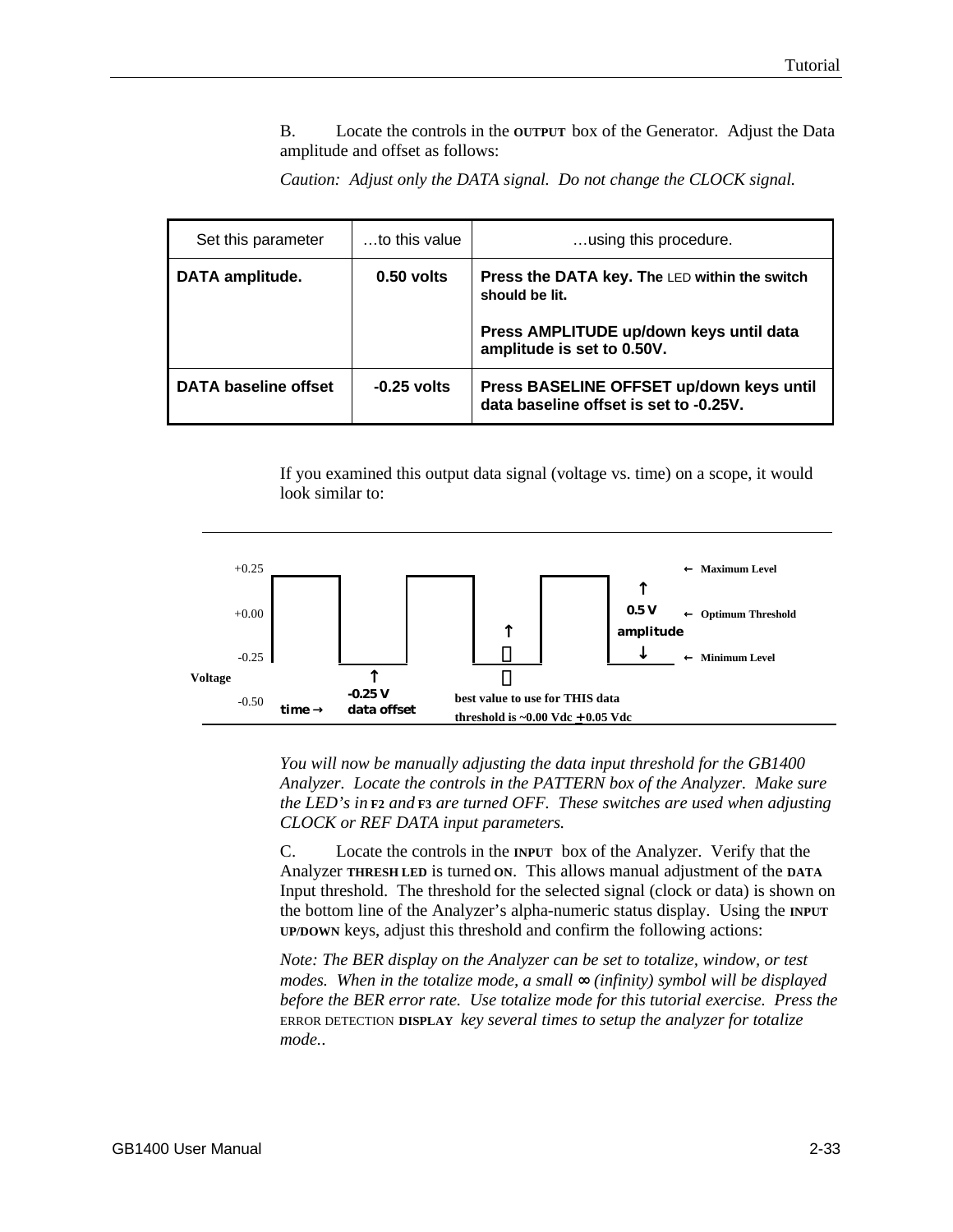B. Locate the controls in the **OUTPUT** box of the Generator. Adjust the Data amplitude and offset as follows:

*Caution: Adjust only the DATA signal. Do not change the CLOCK signal.*

| Set this parameter | …to this value | …using this procedure. |
|---|---|---|
| **DATA amplitude.** | **0.50 volts** | **Press the DATA key. The** LED **within the switch should be lit.**<br><br>**Press AMPLITUDE up/down keys until data amplitude is set to 0.50V.** |
| **DATA baseline offset** | **-0.25 volts** | **Press BASELINE OFFSET up/down keys until data baseline offset is set to -0.25V.** |

If you examined this output data signal (voltage vs. time) on a scope, it would look similar to:

+0.25 ← Maximum Level

+0.00 ← Optimum Threshold

-0.25 ← Minimum Level

Voltage

-0.50

time →

-0.25 V data offset

0.5 V amplitude

best value to use for THIS data threshold is ~0.00 Vdc ± 0.05 Vdc

*You will now be manually adjusting the data input threshold for the GB1400 Analyzer. Locate the controls in the PATTERN box of the Analyzer. Make sure the LED's in* **F2** *and* **F3** *are turned OFF. These switches are used when adjusting CLOCK or REF DATA input parameters.*

C. Locate the controls in the **INPUT** box of the Analyzer. Verify that the Analyzer **THRESH LED** is turned **ON**. This allows manual adjustment of the **DATA** Input threshold. The threshold for the selected signal (clock or data) is shown on the bottom line of the Analyzer's alpha-numeric status display. Using the **INPUT UP/DOWN** keys, adjust this threshold and confirm the following actions:

*Note: The BER display on the Analyzer can be set to totalize, window, or test modes. When in the totalize mode, a small ∞ (infinity) symbol will be displayed before the BER error rate. Use totalize mode for this tutorial exercise. Press the* ERROR DETECTION **DISPLAY** *key several times to setup the analyzer for totalize mode..*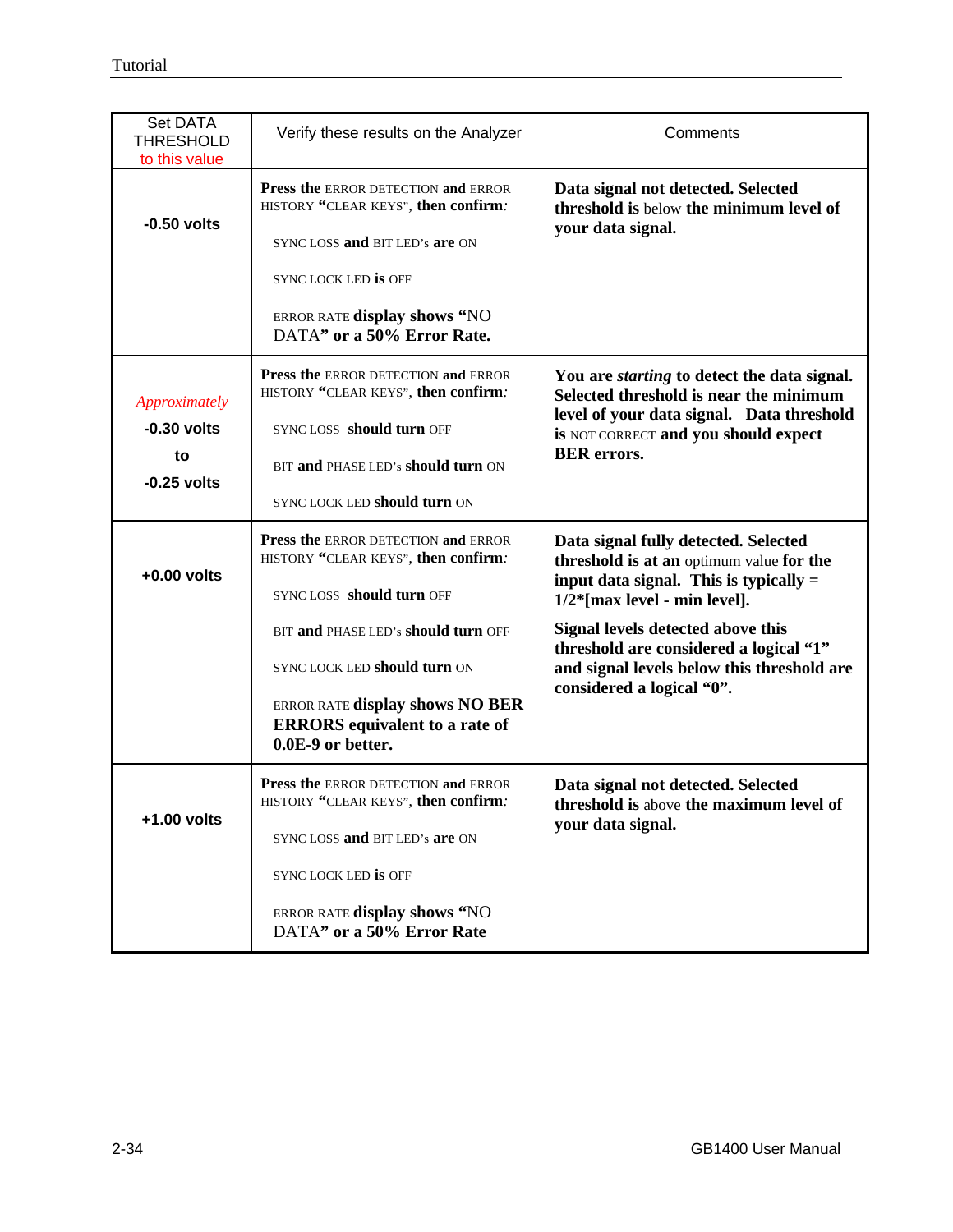| Set DATA THRESHOLD to this value | Verify these results on the Analyzer | Comments |
|---|---|---|
| **-0.50 volts** | **Press the** ERROR DETECTION **and** ERROR HISTORY **"**CLEAR KEYS", **then confirm**:<br><br>SYNC LOSS **and** BIT LED's **are** ON<br><br>SYNC LOCK LED **is** OFF<br><br>ERROR RATE **display shows "**NO DATA**" or a 50% Error Rate.** | **Data signal not detected. Selected threshold is** below **the minimum level of your data signal.** |
| *Approximately* **-0.30 volts** **to** **-0.25 volts** | **Press the** ERROR DETECTION **and** ERROR HISTORY **"**CLEAR KEYS", **then confirm**:<br><br>SYNC LOSS **should turn** OFF<br><br>BIT **and** PHASE LED's **should turn** ON<br><br>SYNC LOCK LED **should turn** ON | **You are *starting* to detect the data signal. Selected threshold is near the minimum level of your data signal. Data threshold is** NOT CORRECT **and you should expect BER errors.** |
| **+0.00 volts** | **Press the** ERROR DETECTION **and** ERROR HISTORY **"**CLEAR KEYS", **then confirm**:<br><br>SYNC LOSS **should turn** OFF<br><br>BIT **and** PHASE LED's **should turn** OFF<br><br>SYNC LOCK LED **should turn** ON<br><br>ERROR RATE **display shows NO BER ERRORS equivalent to a rate of 0.0E-9 or better.** | **Data signal fully detected. Selected threshold is at an** optimum value **for the input data signal. This is typically = 1/2*[max level - min level].**<br><br>**Signal levels detected above this threshold are considered a logical "1" and signal levels below this threshold are considered a logical "0".** |
| **+1.00 volts** | **Press the** ERROR DETECTION **and** ERROR HISTORY **"**CLEAR KEYS", **then confirm**:<br><br>SYNC LOSS **and** BIT LED's **are** ON<br><br>SYNC LOCK LED **is** OFF<br><br>ERROR RATE **display shows "**NO DATA**" or a 50% Error Rate** | **Data signal not detected. Selected threshold is** above **the maximum level of your data signal.** |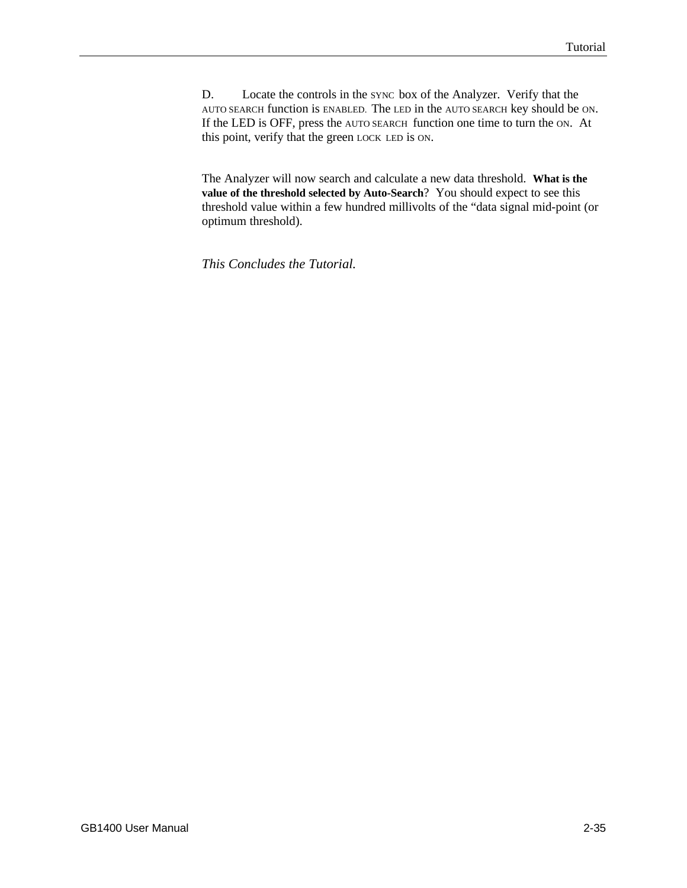D. Locate the controls in the SYNC box of the Analyzer. Verify that the AUTO SEARCH function is ENABLED. The LED in the AUTO SEARCH key should be ON. If the LED is OFF, press the AUTO SEARCH function one time to turn the ON. At this point, verify that the green LOCK LED is ON.

The Analyzer will now search and calculate a new data threshold. **What is the value of the threshold selected by Auto-Search**? You should expect to see this threshold value within a few hundred millivolts of the “data signal mid-point (or optimum threshold).

*This Concludes the Tutorial.*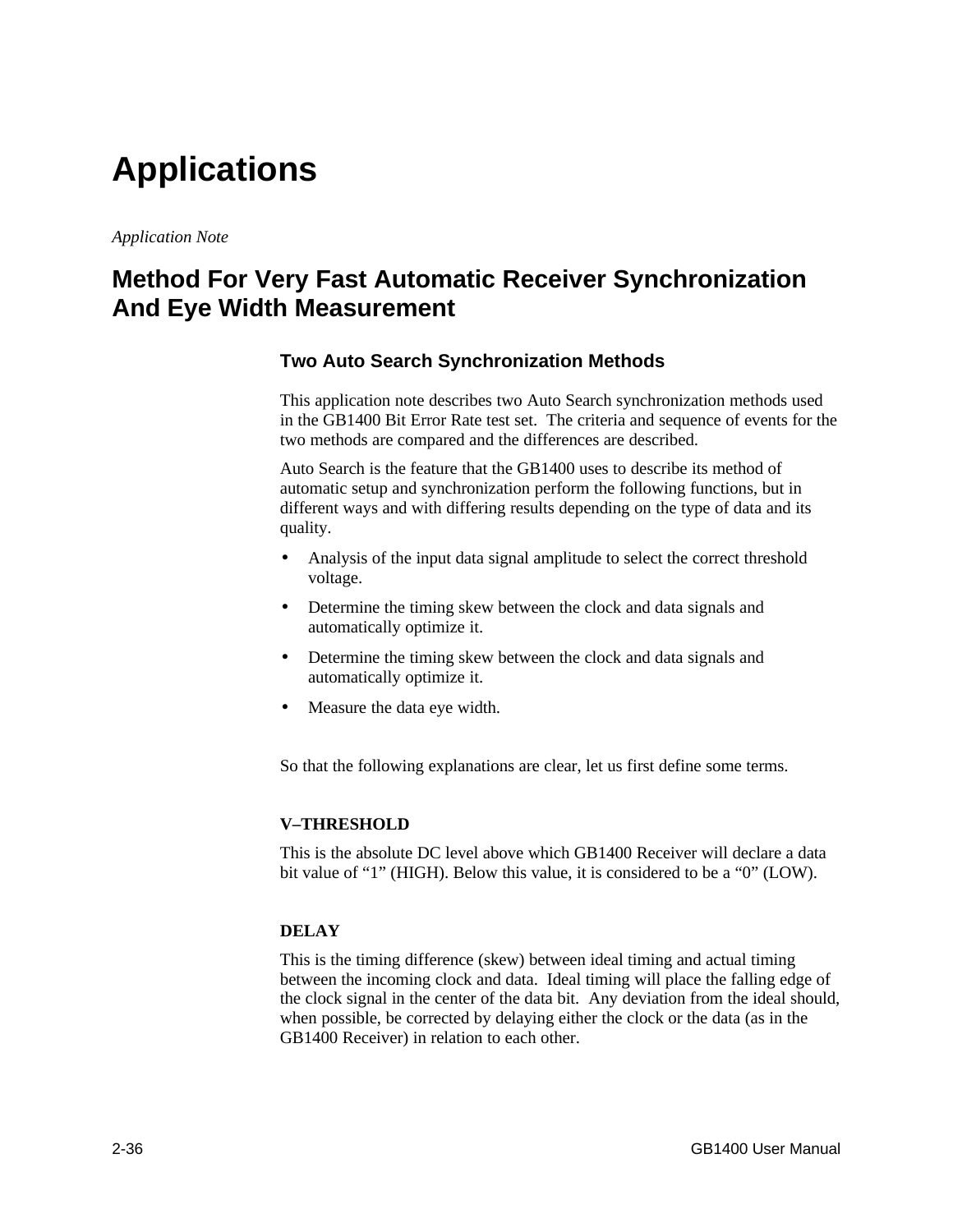# Applications

*Application Note*

## Method For Very Fast Automatic Receiver Synchronization And Eye Width Measurement

### Two Auto Search Synchronization Methods

This application note describes two Auto Search synchronization methods used in the GB1400 Bit Error Rate test set. The criteria and sequence of events for the two methods are compared and the differences are described.

Auto Search is the feature that the GB1400 uses to describe its method of automatic setup and synchronization perform the following functions, but in different ways and with differing results depending on the type of data and its quality.

- Analysis of the input data signal amplitude to select the correct threshold voltage.
- Determine the timing skew between the clock and data signals and automatically optimize it.
- Determine the timing skew between the clock and data signals and automatically optimize it.
- Measure the data eye width.

So that the following explanations are clear, let us first define some terms.

**V–THRESHOLD**

This is the absolute DC level above which GB1400 Receiver will declare a data bit value of "1" (HIGH). Below this value, it is considered to be a "0" (LOW).

**DELAY**

This is the timing difference (skew) between ideal timing and actual timing between the incoming clock and data. Ideal timing will place the falling edge of the clock signal in the center of the data bit. Any deviation from the ideal should, when possible, be corrected by delaying either the clock or the data (as in the GB1400 Receiver) in relation to each other.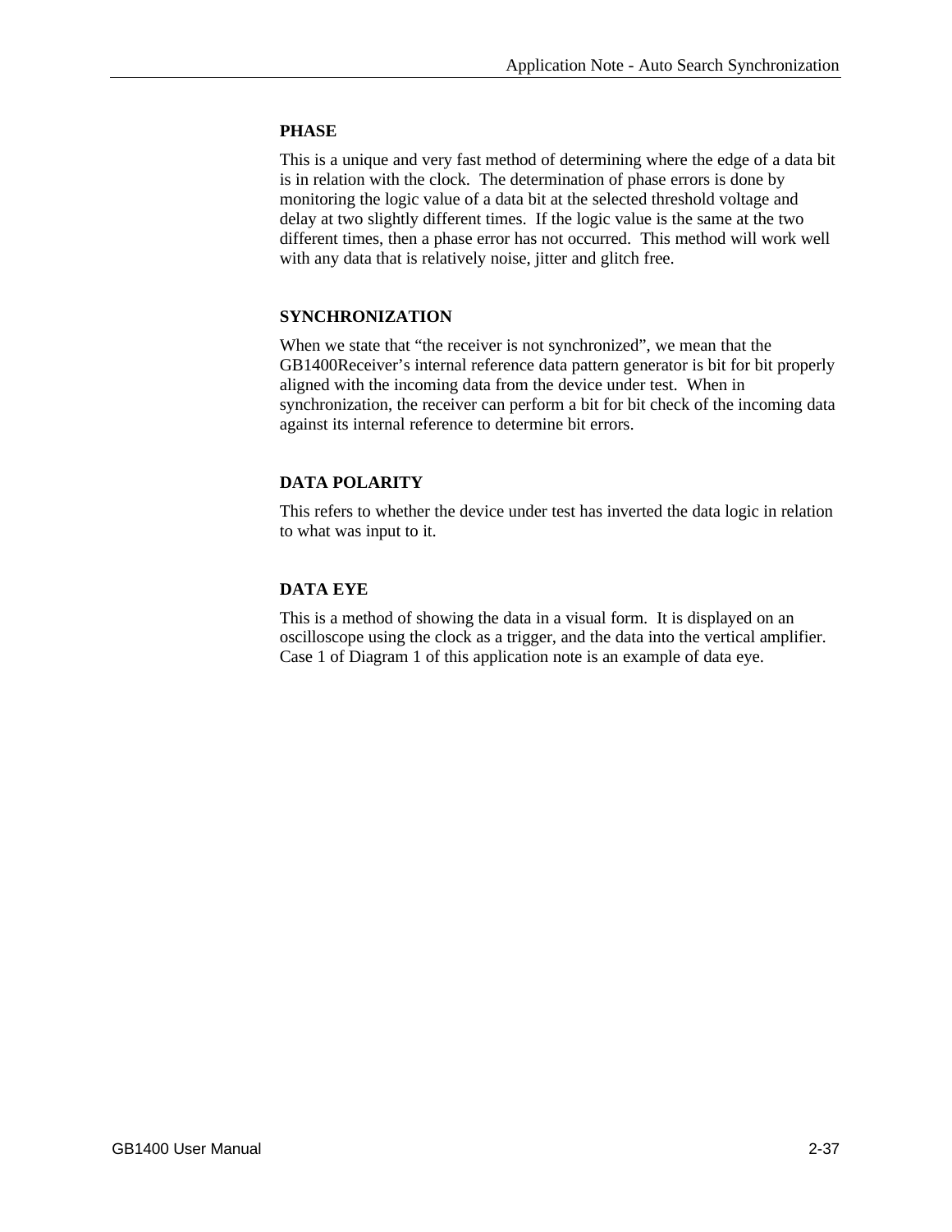### PHASE

This is a unique and very fast method of determining where the edge of a data bit is in relation with the clock. The determination of phase errors is done by monitoring the logic value of a data bit at the selected threshold voltage and delay at two slightly different times. If the logic value is the same at the two different times, then a phase error has not occurred. This method will work well with any data that is relatively noise, jitter and glitch free.

### SYNCHRONIZATION

When we state that “the receiver is not synchronized”, we mean that the GB1400Receiver’s internal reference data pattern generator is bit for bit properly aligned with the incoming data from the device under test. When in synchronization, the receiver can perform a bit for bit check of the incoming data against its internal reference to determine bit errors.

### DATA POLARITY

This refers to whether the device under test has inverted the data logic in relation to what was input to it.

### DATA EYE

This is a method of showing the data in a visual form. It is displayed on an oscilloscope using the clock as a trigger, and the data into the vertical amplifier. Case 1 of Diagram 1 of this application note is an example of data eye.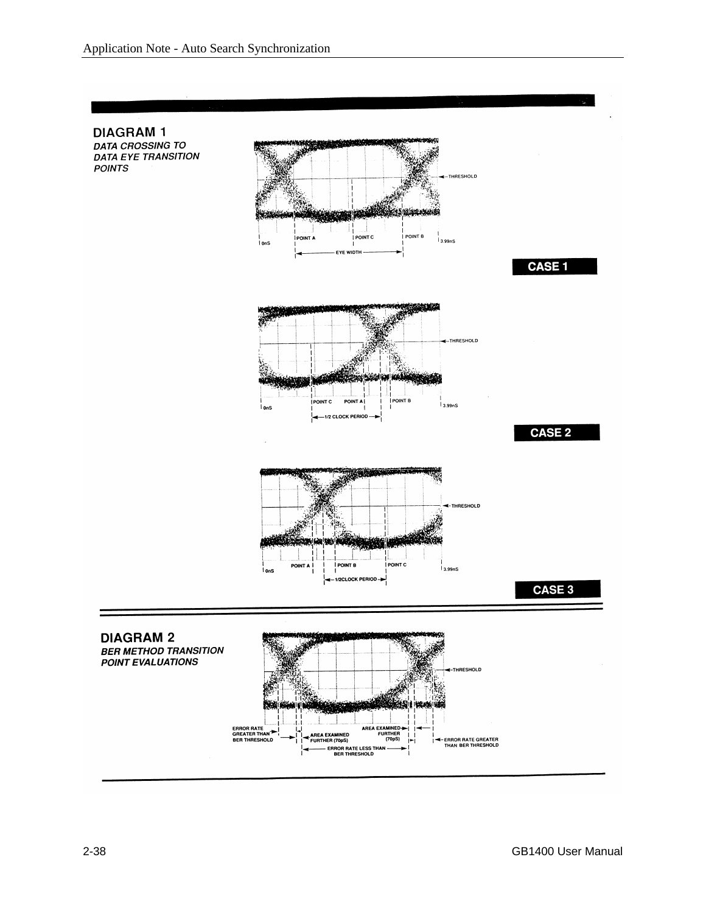## DIAGRAM 1

***DATA CROSSING TO DATA EYE TRANSITION POINTS***

THRESHOLD

0nS | POINT A | POINT C | POINT B | 3.99nS

EYE WIDTH

**CASE 1**

THRESHOLD

0nS | POINT C | POINT A | POINT B | 3.99nS

1/2 CLOCK PERIOD

**CASE 2**

THRESHOLD

0nS | POINT A | POINT B | POINT C | 3.99nS

1/2CLOCK PERIOD

**CASE 3**

## DIAGRAM 2

***BER METHOD TRANSITION POINT EVALUATIONS***

THRESHOLD

ERROR RATE GREATER THAN BER THRESHOLD

AREA EXAMINED FURTHER (70pS)

AREA EXAMINED FURTHER (70pS)

ERROR RATE GREATER THAN BER THRESHOLD

ERROR RATE LESS THAN BER THRESHOLD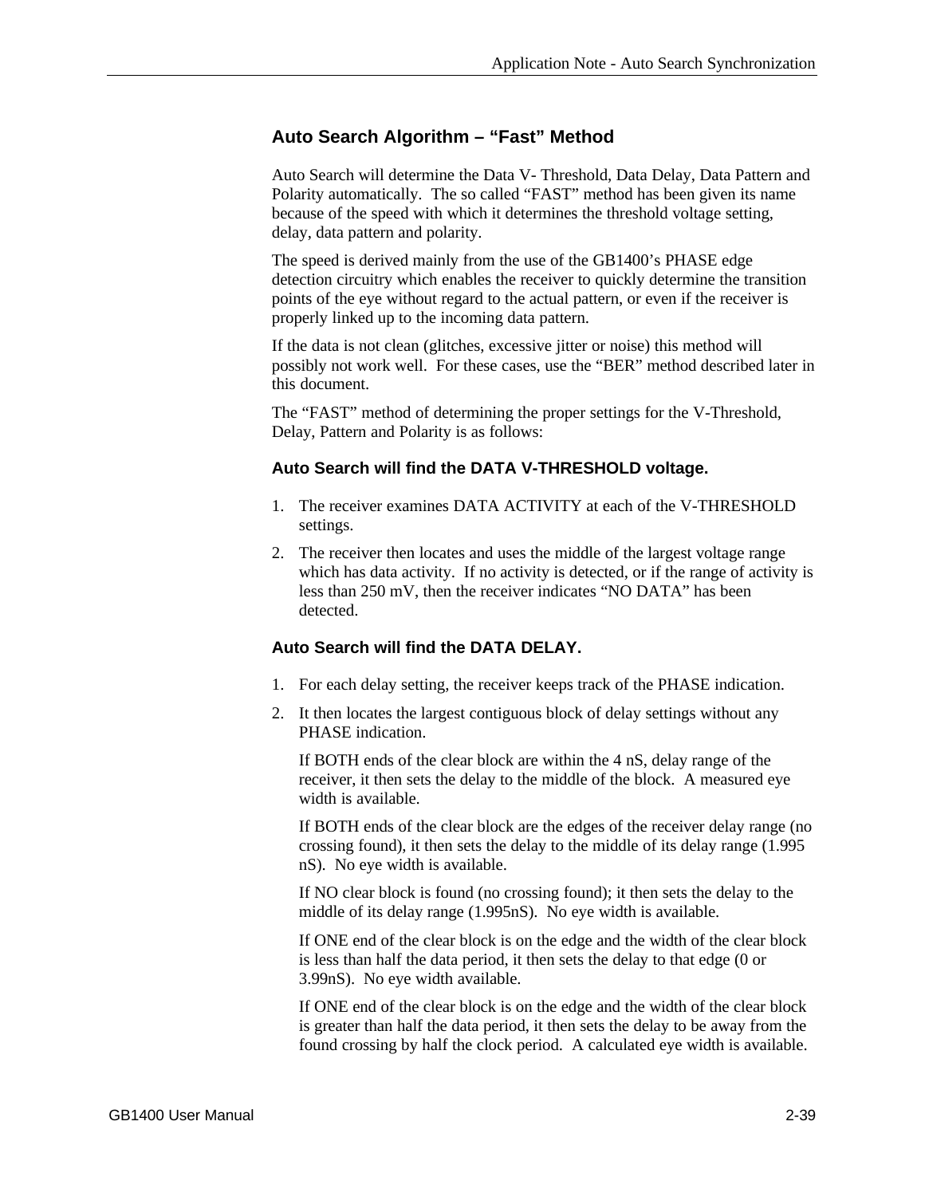## Auto Search Algorithm – "Fast" Method

Auto Search will determine the Data V- Threshold, Data Delay, Data Pattern and Polarity automatically. The so called "FAST" method has been given its name because of the speed with which it determines the threshold voltage setting, delay, data pattern and polarity.

The speed is derived mainly from the use of the GB1400's PHASE edge detection circuitry which enables the receiver to quickly determine the transition points of the eye without regard to the actual pattern, or even if the receiver is properly linked up to the incoming data pattern.

If the data is not clean (glitches, excessive jitter or noise) this method will possibly not work well. For these cases, use the "BER" method described later in this document.

The "FAST" method of determining the proper settings for the V-Threshold, Delay, Pattern and Polarity is as follows:

### Auto Search will find the DATA V-THRESHOLD voltage.

1. The receiver examines DATA ACTIVITY at each of the V-THRESHOLD settings.
2. The receiver then locates and uses the middle of the largest voltage range which has data activity. If no activity is detected, or if the range of activity is less than 250 mV, then the receiver indicates "NO DATA" has been detected.

### Auto Search will find the DATA DELAY.

1. For each delay setting, the receiver keeps track of the PHASE indication.
2. It then locates the largest contiguous block of delay settings without any PHASE indication.

   If BOTH ends of the clear block are within the 4 nS, delay range of the receiver, it then sets the delay to the middle of the block. A measured eye width is available.

   If BOTH ends of the clear block are the edges of the receiver delay range (no crossing found), it then sets the delay to the middle of its delay range (1.995 nS). No eye width is available.

   If NO clear block is found (no crossing found); it then sets the delay to the middle of its delay range (1.995nS). No eye width is available.

   If ONE end of the clear block is on the edge and the width of the clear block is less than half the data period, it then sets the delay to that edge (0 or 3.99nS). No eye width available.

   If ONE end of the clear block is on the edge and the width of the clear block is greater than half the data period, it then sets the delay to be away from the found crossing by half the clock period. A calculated eye width is available.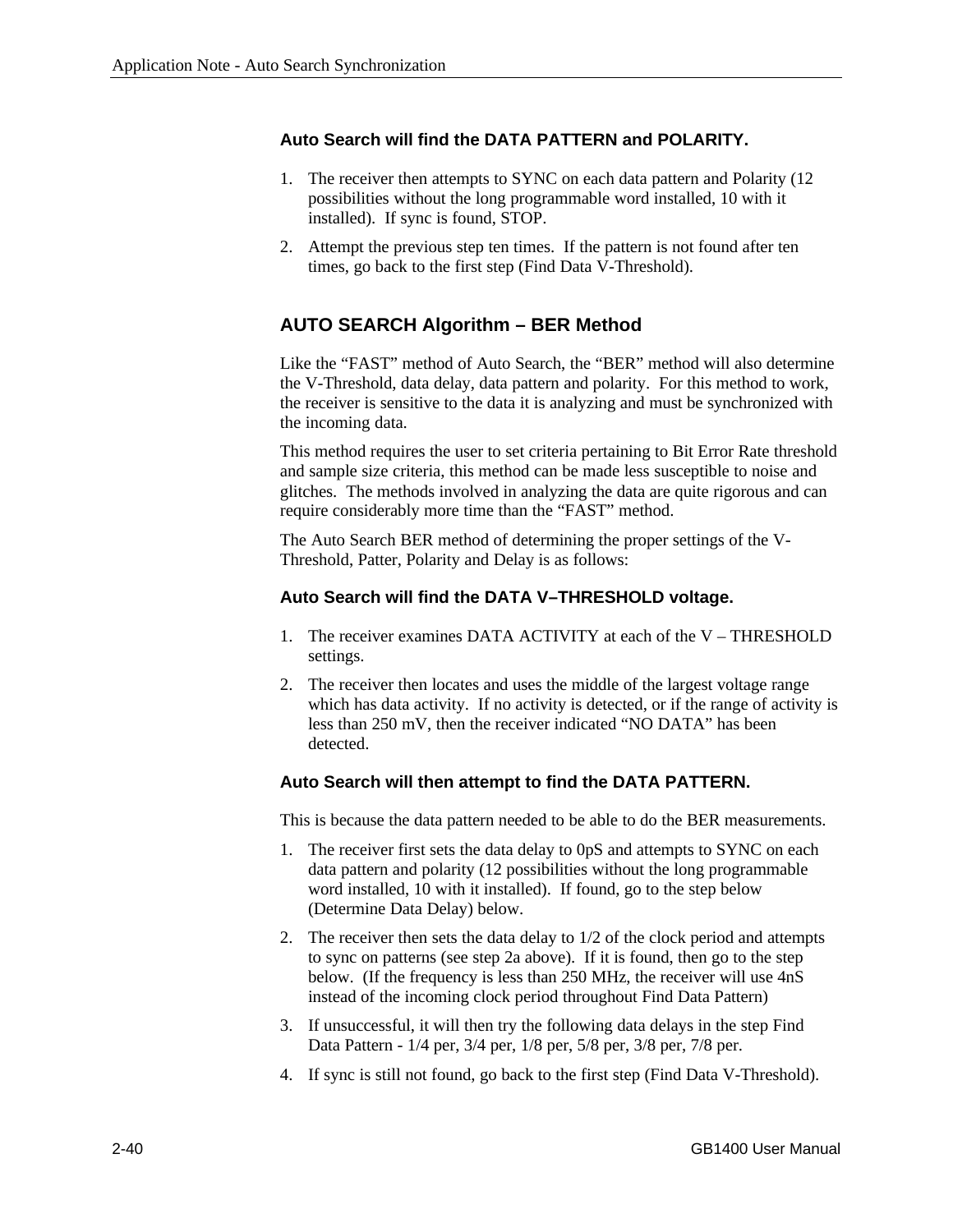### Auto Search will find the DATA PATTERN and POLARITY.

1. The receiver then attempts to SYNC on each data pattern and Polarity (12 possibilities without the long programmable word installed, 10 with it installed). If sync is found, STOP.
2. Attempt the previous step ten times. If the pattern is not found after ten times, go back to the first step (Find Data V-Threshold).

## AUTO SEARCH Algorithm – BER Method

Like the "FAST" method of Auto Search, the "BER" method will also determine the V-Threshold, data delay, data pattern and polarity. For this method to work, the receiver is sensitive to the data it is analyzing and must be synchronized with the incoming data.

This method requires the user to set criteria pertaining to Bit Error Rate threshold and sample size criteria, this method can be made less susceptible to noise and glitches. The methods involved in analyzing the data are quite rigorous and can require considerably more time than the "FAST" method.

The Auto Search BER method of determining the proper settings of the V-Threshold, Patter, Polarity and Delay is as follows:

### Auto Search will find the DATA V–THRESHOLD voltage.

1. The receiver examines DATA ACTIVITY at each of the V – THRESHOLD settings.
2. The receiver then locates and uses the middle of the largest voltage range which has data activity. If no activity is detected, or if the range of activity is less than 250 mV, then the receiver indicated "NO DATA" has been detected.

### Auto Search will then attempt to find the DATA PATTERN.

This is because the data pattern needed to be able to do the BER measurements.

1. The receiver first sets the data delay to 0pS and attempts to SYNC on each data pattern and polarity (12 possibilities without the long programmable word installed, 10 with it installed). If found, go to the step below (Determine Data Delay) below.
2. The receiver then sets the data delay to 1/2 of the clock period and attempts to sync on patterns (see step 2a above). If it is found, then go to the step below. (If the frequency is less than 250 MHz, the receiver will use 4nS instead of the incoming clock period throughout Find Data Pattern)
3. If unsuccessful, it will then try the following data delays in the step Find Data Pattern - 1/4 per, 3/4 per, 1/8 per, 5/8 per, 3/8 per, 7/8 per.
4. If sync is still not found, go back to the first step (Find Data V-Threshold).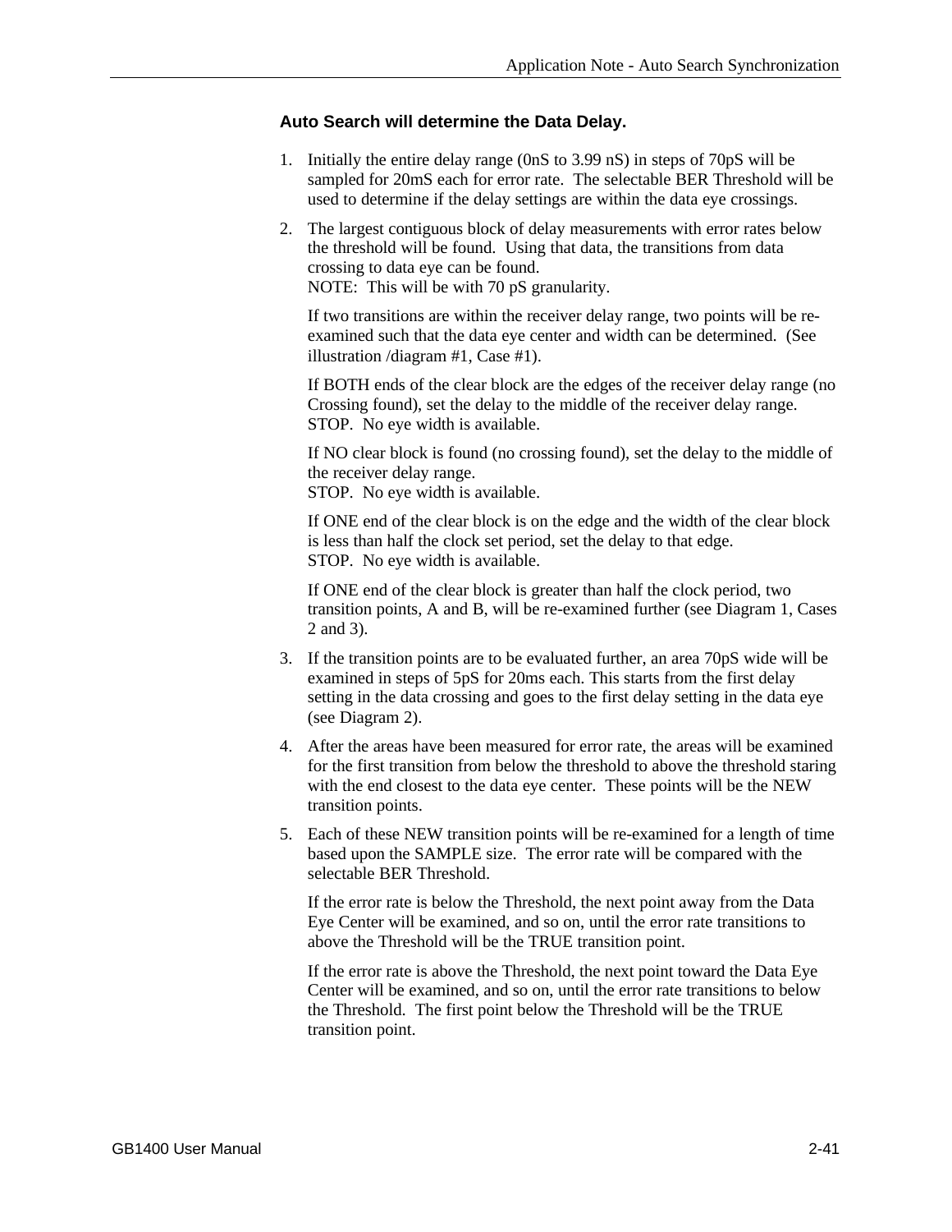### Auto Search will determine the Data Delay.

1. Initially the entire delay range (0nS to 3.99 nS) in steps of 70pS will be sampled for 20mS each for error rate. The selectable BER Threshold will be used to determine if the delay settings are within the data eye crossings.

2. The largest contiguous block of delay measurements with error rates below the threshold will be found. Using that data, the transitions from data crossing to data eye can be found.
   NOTE: This will be with 70 pS granularity.

   If two transitions are within the receiver delay range, two points will be re-examined such that the data eye center and width can be determined. (See illustration /diagram #1, Case #1).

   If BOTH ends of the clear block are the edges of the receiver delay range (no Crossing found), set the delay to the middle of the receiver delay range.
   STOP. No eye width is available.

   If NO clear block is found (no crossing found), set the delay to the middle of the receiver delay range.
   STOP. No eye width is available.

   If ONE end of the clear block is on the edge and the width of the clear block is less than half the clock set period, set the delay to that edge.
   STOP. No eye width is available.

   If ONE end of the clear block is greater than half the clock period, two transition points, A and B, will be re-examined further (see Diagram 1, Cases 2 and 3).

3. If the transition points are to be evaluated further, an area 70pS wide will be examined in steps of 5pS for 20ms each. This starts from the first delay setting in the data crossing and goes to the first delay setting in the data eye (see Diagram 2).

4. After the areas have been measured for error rate, the areas will be examined for the first transition from below the threshold to above the threshold staring with the end closest to the data eye center. These points will be the NEW transition points.

5. Each of these NEW transition points will be re-examined for a length of time based upon the SAMPLE size. The error rate will be compared with the selectable BER Threshold.

   If the error rate is below the Threshold, the next point away from the Data Eye Center will be examined, and so on, until the error rate transitions to above the Threshold will be the TRUE transition point.

   If the error rate is above the Threshold, the next point toward the Data Eye Center will be examined, and so on, until the error rate transitions to below the Threshold. The first point below the Threshold will be the TRUE transition point.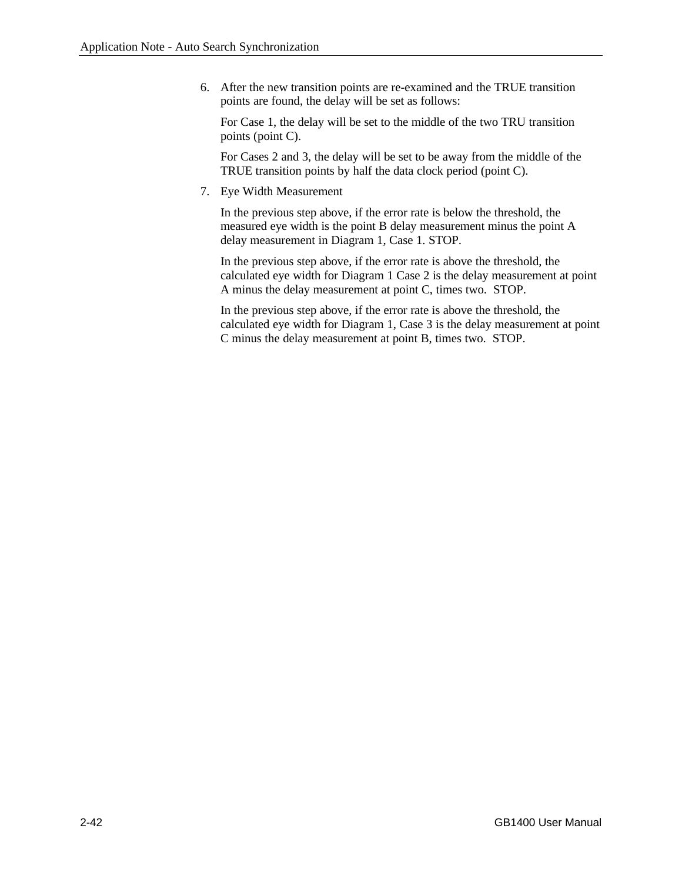6. After the new transition points are re-examined and the TRUE transition points are found, the delay will be set as follows:

   For Case 1, the delay will be set to the middle of the two TRU transition points (point C).

   For Cases 2 and 3, the delay will be set to be away from the middle of the TRUE transition points by half the data clock period (point C).

7. Eye Width Measurement

   In the previous step above, if the error rate is below the threshold, the measured eye width is the point B delay measurement minus the point A delay measurement in Diagram 1, Case 1. STOP.

   In the previous step above, if the error rate is above the threshold, the calculated eye width for Diagram 1 Case 2 is the delay measurement at point A minus the delay measurement at point C, times two.  STOP.

   In the previous step above, if the error rate is above the threshold, the calculated eye width for Diagram 1, Case 3 is the delay measurement at point C minus the delay measurement at point B, times two.  STOP.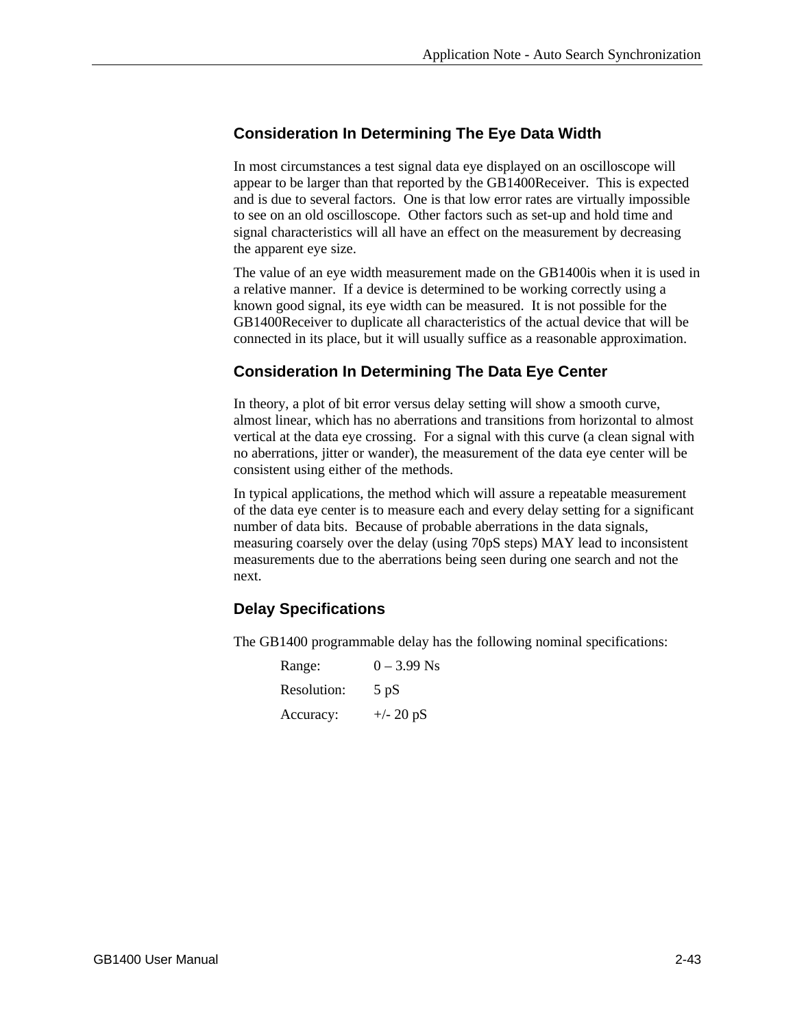## Consideration In Determining The Eye Data Width

In most circumstances a test signal data eye displayed on an oscilloscope will appear to be larger than that reported by the GB1400Receiver. This is expected and is due to several factors. One is that low error rates are virtually impossible to see on an old oscilloscope. Other factors such as set-up and hold time and signal characteristics will all have an effect on the measurement by decreasing the apparent eye size.

The value of an eye width measurement made on the GB1400is when it is used in a relative manner. If a device is determined to be working correctly using a known good signal, its eye width can be measured. It is not possible for the GB1400Receiver to duplicate all characteristics of the actual device that will be connected in its place, but it will usually suffice as a reasonable approximation.

## Consideration In Determining The Data Eye Center

In theory, a plot of bit error versus delay setting will show a smooth curve, almost linear, which has no aberrations and transitions from horizontal to almost vertical at the data eye crossing. For a signal with this curve (a clean signal with no aberrations, jitter or wander), the measurement of the data eye center will be consistent using either of the methods.

In typical applications, the method which will assure a repeatable measurement of the data eye center is to measure each and every delay setting for a significant number of data bits. Because of probable aberrations in the data signals, measuring coarsely over the delay (using 70pS steps) MAY lead to inconsistent measurements due to the aberrations being seen during one search and not the next.

## Delay Specifications

The GB1400 programmable delay has the following nominal specifications:

| | |
|---|---|
| Range: | 0 – 3.99 Ns |
| Resolution: | 5 pS |
| Accuracy: | +/- 20 pS |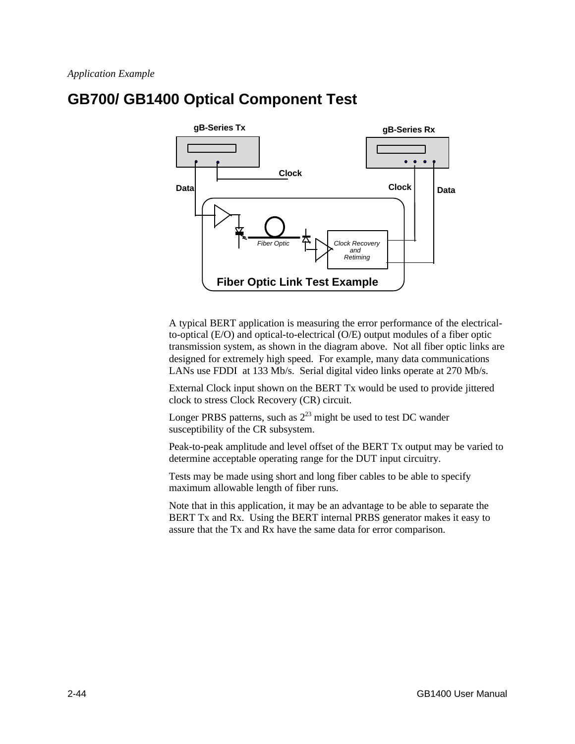*Application Example*

# GB700/ GB1400 Optical Component Test

A typical BERT application is measuring the error performance of the electrical-to-optical (E/O) and optical-to-electrical (O/E) output modules of a fiber optic transmission system, as shown in the diagram above. Not all fiber optic links are designed for extremely high speed. For example, many data communications LANs use FDDI at 133 Mb/s. Serial digital video links operate at 270 Mb/s.

External Clock input shown on the BERT Tx would be used to provide jittered clock to stress Clock Recovery (CR) circuit.

Longer PRBS patterns, such as $2^{23}$ might be used to test DC wander susceptibility of the CR subsystem.

Peak-to-peak amplitude and level offset of the BERT Tx output may be varied to determine acceptable operating range for the DUT input circuitry.

Tests may be made using short and long fiber cables to be able to specify maximum allowable length of fiber runs.

Note that in this application, it may be an advantage to be able to separate the BERT Tx and Rx. Using the BERT internal PRBS generator makes it easy to assure that the Tx and Rx have the same data for error comparison.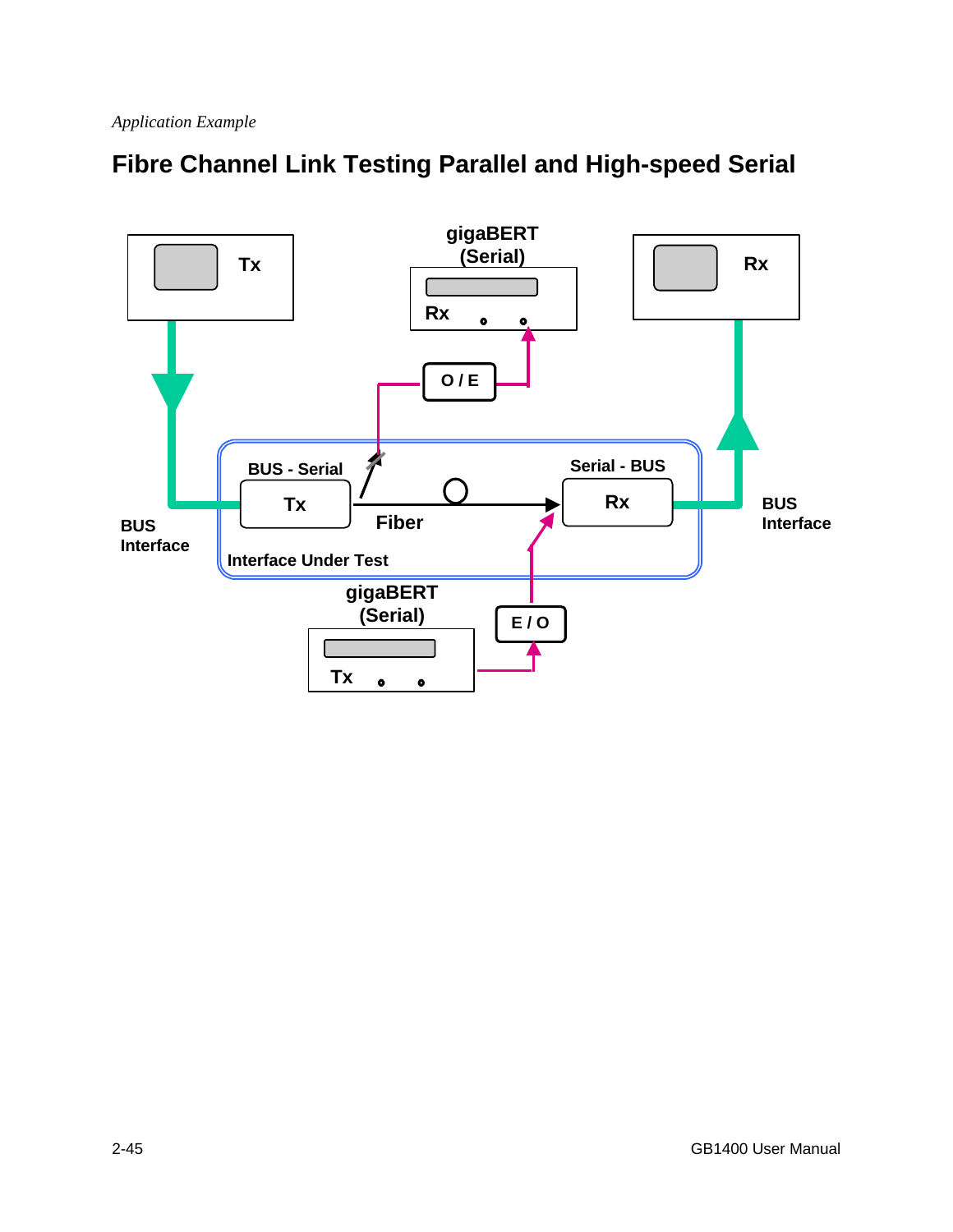*Application Example*

## Fibre Channel Link Testing Parallel and High-speed Serial

Tx

gigaBERT (Serial)

Rx

Rx

O / E

BUS - Serial

Tx

Fiber

Serial - BUS

Rx

BUS Interface

BUS Interface

Interface Under Test

gigaBERT (Serial)

Tx

E / O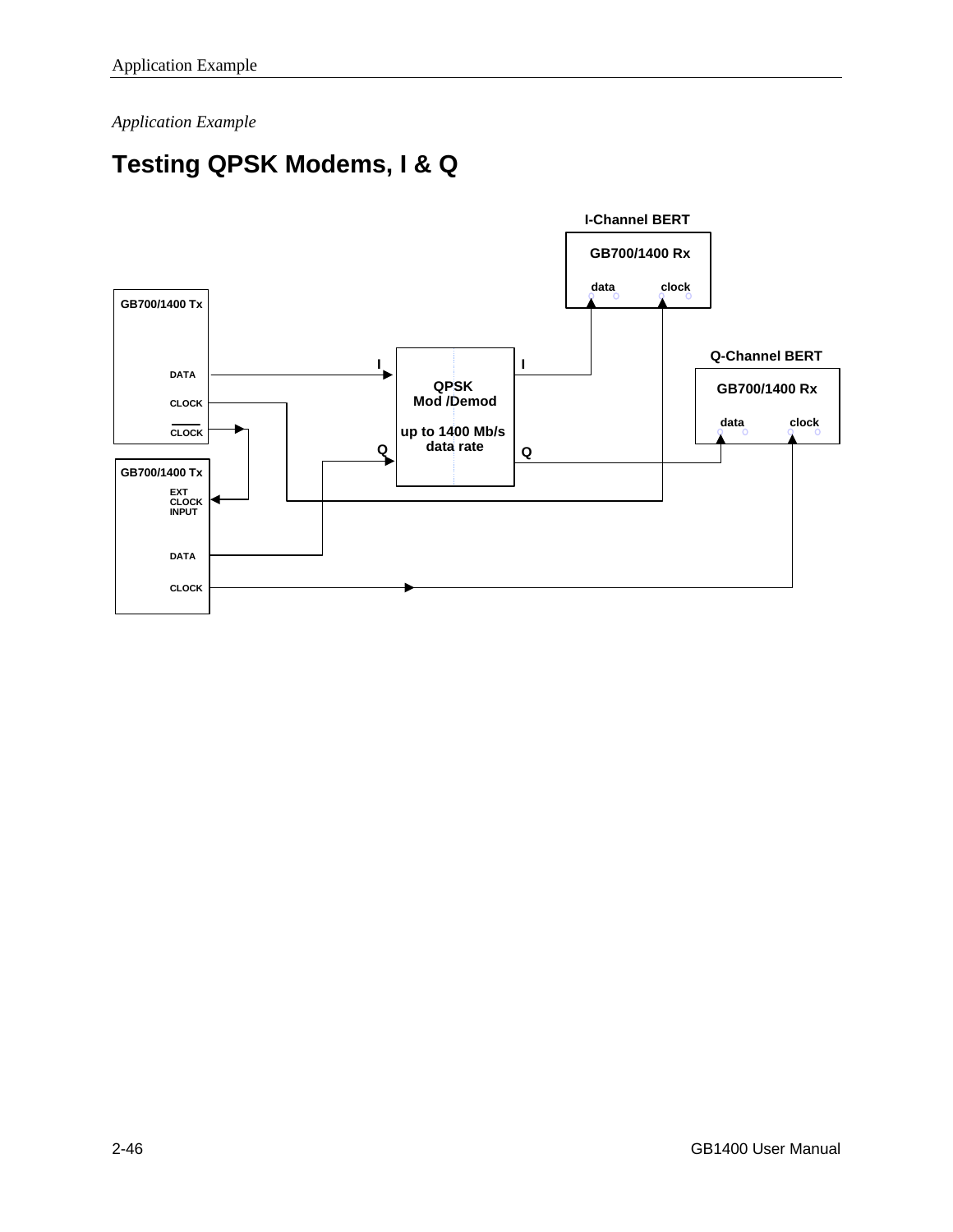*Application Example*

# Testing QPSK Modems, I & Q

I-Channel BERT

GB700/1400 Rx

data clock

GB700/1400 Tx

DATA

CLOCK

CLOCK

I

Q

QPSK
Mod /Demod

up to 1400 Mb/s
data rate

I

Q

Q-Channel BERT

GB700/1400 Rx

data clock

GB700/1400 Tx

EXT
CLOCK
INPUT

DATA

CLOCK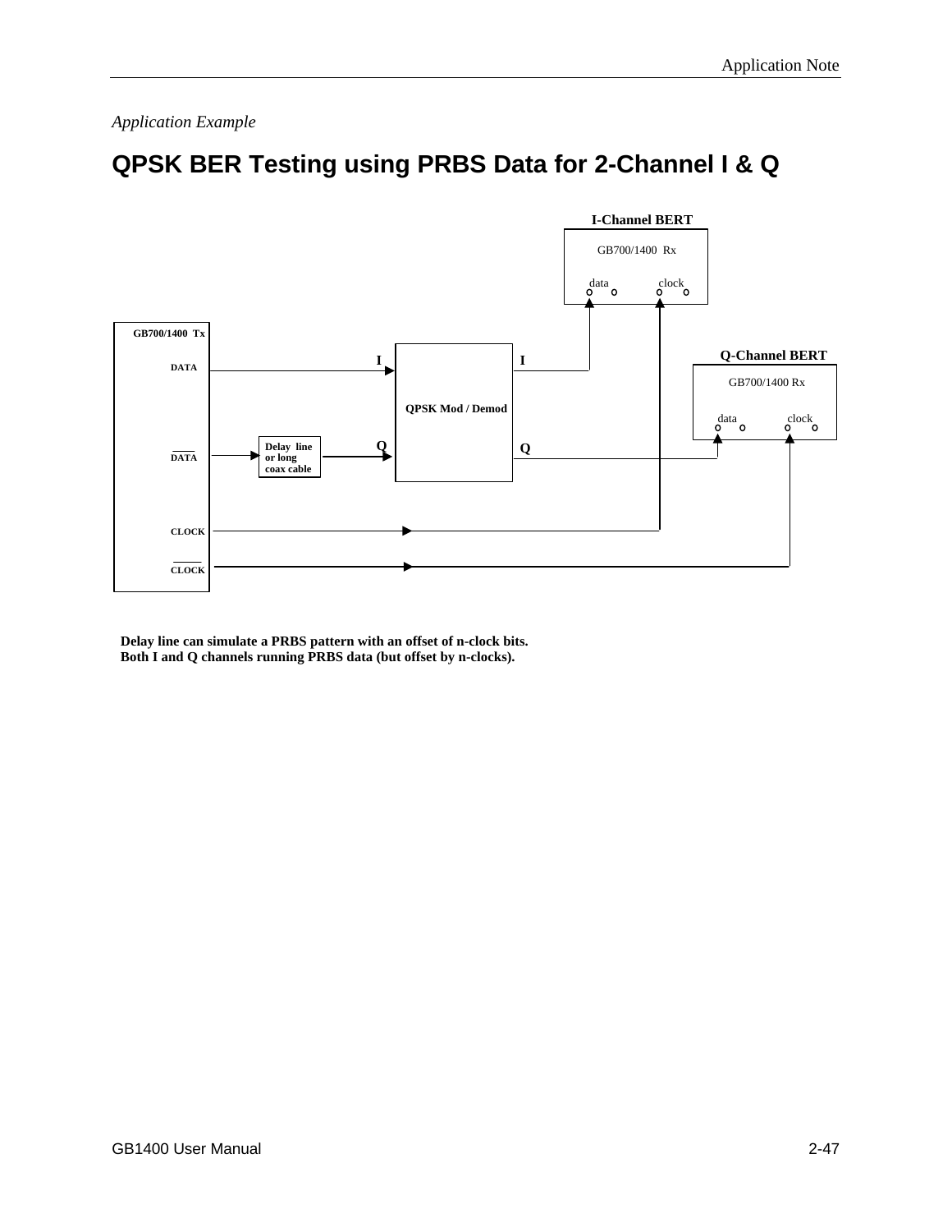*Application Example*

# QPSK BER Testing using PRBS Data for 2-Channel I & Q

I-Channel BERT

GB700/1400 Rx

data clock

GB700/1400 Tx

DATA

DATA

CLOCK

CLOCK

Delay line or long coax cable

I

Q

QPSK Mod / Demod

I

Q

Q-Channel BERT

GB700/1400 Rx

data clock

**Delay line can simulate a PRBS pattern with an offset of n-clock bits.**
**Both I and Q channels running PRBS data (but offset by n-clocks).**